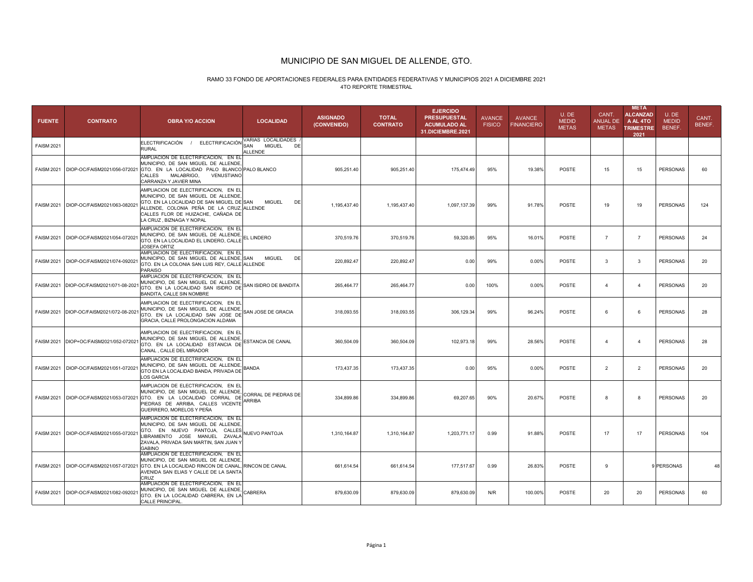# MUNICIPIO DE SAN MIGUEL DE ALLENDE, GTO.

RAMO 33 FONDO DE APORTACIONES FEDERALES PARA ENTIDADES FEDERATIVAS Y MUNICIPIOS 2021 A DICIEMBRE 2021
4TO REPORTE TRIMESTRAL

| FUENTE | CONTRATO | OBRA Y/O ACCION | LOCALIDAD | ASIGNADO (CONVENIDO) | TOTAL CONTRATO | EJERCIDO PRESUPUESTAL ACUMULADO AL 31.DICIEMBRE.2021 | AVANCE FISICO | AVANCE FINANCIERO | U. DE MEDID METAS | CANT. ANUAL DE METAS | META ALCANZAD A AL 4TO TRIMESTRE 2021 | U. DE MEDID BENEF. | CANT. BENEF. |
|---|---|---|---|---|---|---|---|---|---|---|---|---|---|
| FAISM 2021 | | ELECTRIFICACIÓN / ELECTRIFICACIÓN RURAL | VARIAS LOCALIDADES / SAN MIGUEL DE ALLENDE | | | | | | | | | | |
| FAISM 2021 | DIOP-OC/FAISM2021/056-072021 | AMPLIACION DE ELECTRIFICACION, EN EL MUNICIPIO, DE SAN MIGUEL DE ALLENDE, GTO. EN LA LOCALIDAD PALO BLANCO CALLES MALABRIGO, VENUSTIANO CARRANZA Y JAVIER MINA | PALO BLANCO | 905,251.40 | 905,251.40 | 175,474.49 | 95% | 19.38% | POSTE | 15 | 15 | PERSONAS | 60 |
| FAISM 2021 | DIOP-OC/FAISM2021/063-082021 | AMPLIACION DE ELECTRIFICACION, EN EL MUNICIPIO, DE SAN MIGUEL DE ALLENDE, GTO. EN LA LOCALIDAD DE SAN MIGUEL DE ALLENDE, COLONIA PEÑA DE LA CRUZ, CALLES FLOR DE HUIZACHE, CAÑADA DE LA CRUZ , BIZNAGA Y NOPAL | SAN MIGUEL DE ALLENDE | 1,195,437.40 | 1,195,437.40 | 1,097,137.39 | 99% | 91.78% | POSTE | 19 | 19 | PERSONAS | 124 |
| FAISM 2021 | DIOP-OC/FAISM2021/054-072021 | AMPLIACION DE ELECTRIFICACION, EN EL MUNICIPIO, DE SAN MIGUEL DE ALLENDE, GTO. EN LA LOCALIDAD EL LINDERO, CALLE JOSEFA ORTIZ | EL LINDERO | 370,519.76 | 370,519.76 | 59,320.85 | 95% | 16.01% | POSTE | 7 | 7 | PERSONAS | 24 |
| FAISM 2021 | DIOP-OC/FAISM2021/074-092021 | AMPLIACION DE ELECTRIFICACION, EN EL MUNICIPIO, DE SAN MIGUEL DE ALLENDE, GTO. EN LA COLONIA SAN LUIS REY, CALLE PARAISO | SAN MIGUEL DE ALLENDE | 220,892.47 | 220,892.47 | 0.00 | 99% | 0.00% | POSTE | 3 | 3 | PERSONAS | 20 |
| FAISM 2021 | DIOP-OC/FAISM2021/071-08-2021 | AMPLIACION DE ELECTRIFICACION, EN EL MUNICIPIO, DE SAN MIGUEL DE ALLENDE, GTO. EN LA LOCALIDAD SAN ISIDRO DE BANDITA, CALLE SIN NOMBRE | SAN ISIDRO DE BANDITA | 265,464.77 | 265,464.77 | 0.00 | 100% | 0.00% | POSTE | 4 | 4 | PERSONAS | 20 |
| FAISM 2021 | DIOP-OC/FAISM2021/072-08-2021 | AMPLIACION DE ELECTRIFICACION, EN EL MUNICIPIO, DE SAN MIGUEL DE ALLENDE, GTO. EN LA LOCALIDAD SAN JOSE DE GRACIA, CALLE PROLONGACION ALDAMA | SAN JOSE DE GRACIA | 318,093.55 | 318,093.55 | 306,129.34 | 99% | 96.24% | POSTE | 6 | 6 | PERSONAS | 28 |
| FAISM 2021 | DIOP+OC/FAISM2021/052-072021 | AMPLIACION DE ELECTRIFICACION, EN EL MUNICIPIO, DE SAN MIGUEL DE ALLENDE, GTO. EN LA LOCALIDAD ESTANCIA DE CANAL , CALLE DEL MIRADOR | ESTANCIA DE CANAL | 360,504.09 | 360,504.09 | 102,973.18 | 99% | 28.56% | POSTE | 4 | 4 | PERSONAS | 28 |
| FAISM 2021 | DIOP-OC/FAISM2021/051-072021 | AMPLIACION DE ELECTRIFICACION, EN EL MUNICIPIO, DE SAN MIGUEL DE ALLENDE, GTO EN LA LOCALIDAD BANDA, PRIVADA DE LOS GARCIA | BANDA | 173,437.35 | 173,437.35 | 0.00 | 95% | 0.00% | POSTE | 2 | 2 | PERSONAS | 20 |
| FAISM 2021 | DIOP-OC/FAISM2021/053-072021 | AMPLIACION DE ELECTRIFICACION, EN EL MUNICIPIO, DE SAN MIGUEL DE ALLENDE, GTO. EN LA LOCALIDAD CORRAL DE PIEDRAS DE ARRIBA, CALLES VICENTE GUERRERO, MORELOS Y PEÑA | CORRAL DE PIEDRAS DE ARRIBA | 334,899.86 | 334,899.86 | 69,207.65 | 90% | 20.67% | POSTE | 8 | 8 | PERSONAS | 20 |
| FAISM 2021 | DIOP-OC/FAISM2021/055-072021 | AMPLIACION DE ELECTRIFICACION, EN EL MUNICIPIO, DE SAN MIGUEL DE ALLENDE, GTO. EN NUEVO PANTOJA, CALLES LIBRAMIENTO JOSE MANUEL ZAVALA ZAVALA, PRIVADA SAN MARTIN, SAN JUAN Y GABINO | NUEVO PANTOJA | 1,310,164.87 | 1,310,164.87 | 1,203,771.17 | 0.99 | 91.88% | POSTE | 17 | 17 | PERSONAS | 104 |
| FAISM 2021 | DIOP-OC/FAISM2021/057-072021 | AMPLIACION DE ELECTRIFICACION, EN EL MUNICIPIO, DE SAN MIGUEL DE ALLENDE, GTO. EN LA LOCALIDAD RINCON DE CANAL, AVENIDA SAN ELIAS Y CALLE DE LA SANTA CRUZ | RINCON DE CANAL | 661,614.54 | 661,614.54 | 177,517.67 | 0.99 | 26.83% | POSTE | 9 | 9 | PERSONAS | 48 |
| FAISM 2021 | DIOP-OC/FAISM2021/082-092021 | AMPLIACION DE ELECTRIFICACION, EN EL MUNICIPIO, DE SAN MIGUEL DE ALLENDE, GTO. EN LA LOCALIDAD CABRERA, EN LA CALLE PRINCIPAL. | CABRERA | 879,630.09 | 879,630.09 | 879,630.09 | N/R | 100.00% | POSTE | 20 | 20 | PERSONAS | 60 |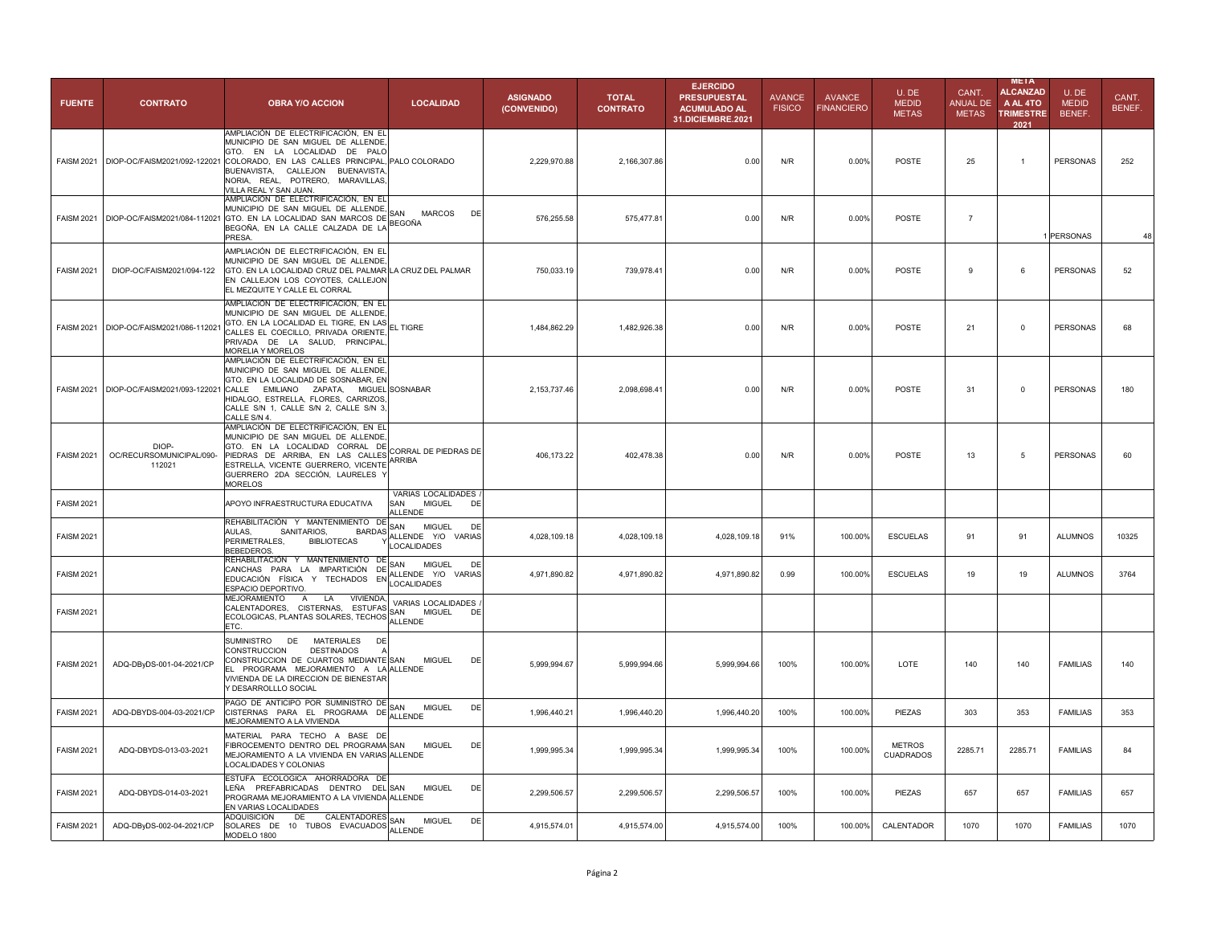| FUENTE | CONTRATO | OBRA Y/O ACCION | LOCALIDAD | ASIGNADO (CONVENIDO) | TOTAL CONTRATO | EJERCIDO PRESUPUESTAL ACUMULADO AL 31.DICIEMBRE.2021 | AVANCE FISICO | AVANCE FINANCIERO | U. DE MEDID METAS | CANT. ANUAL DE METAS | META ALCANZAD A AL 4TO TRIMESTRE 2021 | U. DE MEDID BENEF. | CANT. BENEF. |
|---|---|---|---|---|---|---|---|---|---|---|---|---|---|
| FAISM 2021 | DIOP-OC/FAISM2021/092-122021 | AMPLIACIÓN DE ELECTRIFICACIÓN, EN EL MUNICIPIO DE SAN MIGUEL DE ALLENDE, GTO. EN LA LOCALIDAD DE PALO COLORADO, EN LAS CALLES PRINCIPAL, BUENAVISTA, CALLEJON BUENAVISTA, NORIA, REAL, POTRERO, MARAVILLAS, VILLA REAL Y SAN JUAN. | PALO COLORADO | 2,229,970.88 | 2,166,307.86 | 0.00 | N/R | 0.00% | POSTE | 25 | 1 | PERSONAS | 252 |
| FAISM 2021 | DIOP-OC/FAISM2021/084-112021 | AMPLIACIÓN DE ELECTRIFICACIÓN, EN EL MUNICIPIO DE SAN MIGUEL DE ALLENDE, GTO. EN LA LOCALIDAD SAN MARCOS DE BEGOÑA, EN LA CALLE CALZADA DE LA PRESA. | SAN MARCOS DE BEGOÑA | 576,255.58 | 575,477.81 | 0.00 | N/R | 0.00% | POSTE | 7 | 1 | PERSONAS | 48 |
| FAISM 2021 | DIOP-OC/FAISM2021/094-122 | AMPLIACIÓN DE ELECTRIFICACIÓN, EN EL MUNICIPIO DE SAN MIGUEL DE ALLENDE, GTO. EN LA LOCALIDAD CRUZ DEL PALMAR EN CALLEJON LOS COYOTES, CALLEJON EL MEZQUITE Y CALLE EL CORRAL | LA CRUZ DEL PALMAR | 750,033.19 | 739,978.41 | 0.00 | N/R | 0.00% | POSTE | 9 | 6 | PERSONAS | 52 |
| FAISM 2021 | DIOP-OC/FAISM2021/086-112021 | AMPLIACIÓN DE ELECTRIFICACIÓN, EN EL MUNICIPIO DE SAN MIGUEL DE ALLENDE, GTO. EN LA LOCALIDAD EL TIGRE, EN LAS CALLES EL COECILLO, PRIVADA ORIENTE, PRIVADA DE LA SALUD, PRINCIPAL, MORELIA Y MORELOS | EL TIGRE | 1,484,862.29 | 1,482,926.38 | 0.00 | N/R | 0.00% | POSTE | 21 | 0 | PERSONAS | 68 |
| FAISM 2021 | DIOP-OC/FAISM2021/093-122021 | AMPLIACIÓN DE ELECTRIFICACIÓN, EN EL MUNICIPIO DE SAN MIGUEL DE ALLENDE, GTO. EN LA LOCALIDAD DE SOSNABAR, EN CALLE EMILIANO ZAPATA, MIGUEL HIDALGO, ESTRELLA, FLORES, CARRIZOS, CALLE S/N 1, CALLE S/N 2, CALLE S/N 3, CALLE S/N 4. | SOSNABAR | 2,153,737.46 | 2,098,698.41 | 0.00 | N/R | 0.00% | POSTE | 31 | 0 | PERSONAS | 180 |
| FAISM 2021 | DIOP-OC/RECURSOMUNICIPAL/090-112021 | AMPLIACIÓN DE ELECTRIFICACIÓN, EN EL MUNICIPIO DE SAN MIGUEL DE ALLENDE, GTO. EN LA LOCALIDAD CORRAL DE PIEDRAS DE ARRIBA, EN LAS CALLES ESTRELLA, VICENTE GUERRERO, VICENTE GUERRERO 2DA SECCIÓN, LAURELES Y MORELOS | CORRAL DE PIEDRAS DE ARRIBA | 406,173.22 | 402,478.38 | 0.00 | N/R | 0.00% | POSTE | 13 | 5 | PERSONAS | 60 |
| FAISM 2021 | | APOYO INFRAESTRUCTURA EDUCATIVA | VARIAS LOCALIDADES / SAN MIGUEL DE ALLENDE | | | | | | | | | | |
| FAISM 2021 | | REHABILITACIÓN Y MANTENIMIENTO DE AULAS, SANITARIOS, BARDAS PERIMETRALES, BIBLIOTECAS Y BEBEDEROS. | SAN MIGUEL DE ALLENDE Y/O VARIAS LOCALIDADES | 4,028,109.18 | 4,028,109.18 | 4,028,109.18 | 91% | 100.00% | ESCUELAS | 91 | 91 | ALUMNOS | 10325 |
| FAISM 2021 | | REHABILITACIÓN Y MANTENIMIENTO DE CANCHAS PARA LA IMPARTICIÓN DE EDUCACIÓN FÍSICA Y TECHADOS EN ESPACIO DEPORTIVO. | SAN MIGUEL DE ALLENDE Y/O VARIAS LOCALIDADES | 4,971,890.82 | 4,971,890.82 | 4,971,890.82 | 0.99 | 100.00% | ESCUELAS | 19 | 19 | ALUMNOS | 3764 |
| FAISM 2021 | | MEJORAMIENTO A LA VIVIENDA, CALENTADORES, CISTERNAS, ESTUFAS ECOLOGICAS, PLANTAS SOLARES, TECHOS ETC. | VARIAS LOCALIDADES / SAN MIGUEL DE ALLENDE | | | | | | | | | | |
| FAISM 2021 | ADQ-DByDS-001-04-2021/CP | SUMINISTRO DE MATERIALES DE CONSTRUCCION DESTINADOS A CONSTRUCCION DE CUARTOS MEDIANTE EL PROGRAMA MEJORAMIENTO A LA VIVIENDA DE LA DIRECCION DE BIENESTAR Y DESARROLLLO SOCIAL | SAN MIGUEL DE ALLENDE | 5,999,994.67 | 5,999,994.66 | 5,999,994.66 | 100% | 100.00% | LOTE | 140 | 140 | FAMILIAS | 140 |
| FAISM 2021 | ADQ-DBYDS-004-03-2021/CP | PAGO DE ANTICIPO POR SUMINISTRO DE CISTERNAS PARA EL PROGRAMA DE MEJORAMIENTO A LA VIVIENDA | SAN MIGUEL DE ALLENDE | 1,996,440.21 | 1,996,440.20 | 1,996,440.20 | 100% | 100.00% | PIEZAS | 303 | 353 | FAMILIAS | 353 |
| FAISM 2021 | ADQ-DBYDS-013-03-2021 | MATERIAL PARA TECHO A BASE DE FIBROCEMENTO DENTRO DEL PROGRAMA MEJORAMIENTO A LA VIVIENDA EN VARIAS LOCALIDADES Y COLONIAS | SAN MIGUEL DE ALLENDE | 1,999,995.34 | 1,999,995.34 | 1,999,995.34 | 100% | 100.00% | METROS CUADRADOS | 2285.71 | 2285.71 | FAMILIAS | 84 |
| FAISM 2021 | ADQ-DBYDS-014-03-2021 | ESTUFA ECOLOGICA AHORRADORA DE LEÑA PREFABRICADAS DENTRO DEL PROGRAMA MEJORAMIENTO A LA VIVIENDA EN VARIAS LOCALIDADES | SAN MIGUEL DE ALLENDE | 2,299,506.57 | 2,299,506.57 | 2,299,506.57 | 100% | 100.00% | PIEZAS | 657 | 657 | FAMILIAS | 657 |
| FAISM 2021 | ADQ-DByDS-002-04-2021/CP | ADQUISICION DE CALENTADORES SOLARES DE 10 TUBOS EVACUADOS MODELO 1800 | SAN MIGUEL DE ALLENDE | 4,915,574.01 | 4,915,574.00 | 4,915,574.00 | 100% | 100.00% | CALENTADOR | 1070 | 1070 | FAMILIAS | 1070 |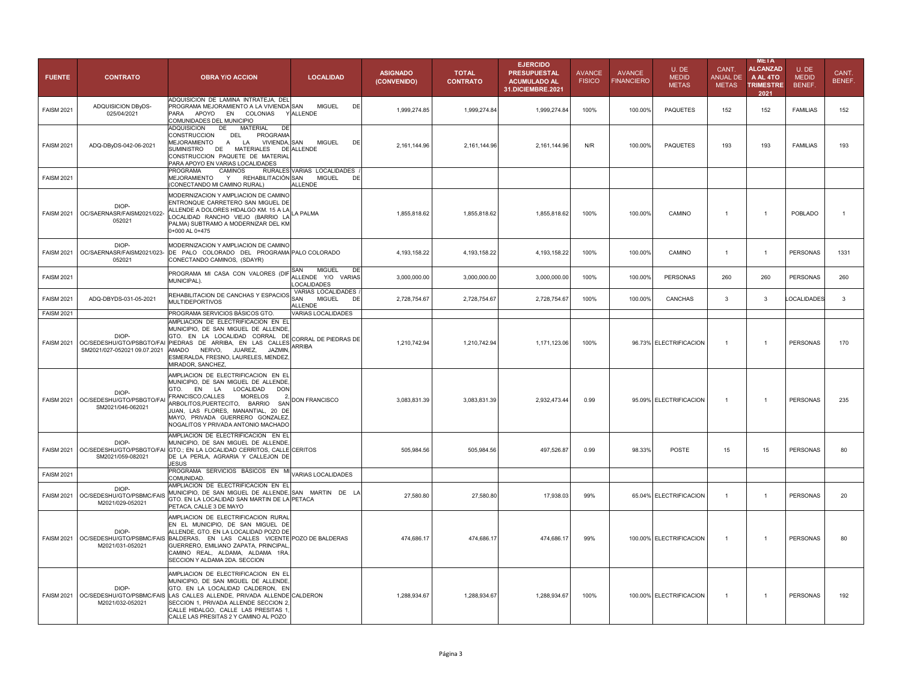| FUENTE | CONTRATO | OBRA Y/O ACCION | LOCALIDAD | ASIGNADO (CONVENIDO) | TOTAL CONTRATO | EJERCIDO PRESUPUESTAL ACUMULADO AL 31.DICIEMBRE.2021 | AVANCE FISICO | AVANCE FINANCIERO | U. DE MEDID METAS | CANT. ANUAL DE METAS | META ALCANZAD A AL 4TO TRIMESTRE 2021 | U. DE MEDID BENEF. | CANT. BENEF. |
|---|---|---|---|---|---|---|---|---|---|---|---|---|---|
| FAISM 2021 | ADQUISICION DByDS-025/04/2021 | ADQUISICION DE LAMINA INTRATEJA, DEL PROGRAMA MEJORAMIENTO A LA VIVIENDA PARA APOYO EN COLONIAS Y COMUNIDADES DEL MUNICIPIO | SAN MIGUEL DE ALLENDE | 1,999,274.85 | 1,999,274.84 | 1,999,274.84 | 100% | 100.00% | PAQUETES | 152 | 152 | FAMILIAS | 152 |
| FAISM 2021 | ADQ-DByDS-042-06-2021 | ADQUISICION DE MATERIAL DE CONSTRUCCION DEL PROGRAMA MEJORAMIENTO A LA VIVIENDA, SUMINISTRO DE MATERIALES DE CONSTRUCCION PAQUETE DE MATERIAL PARA APOYO EN VARIAS LOCALIDADES | SAN MIGUEL DE ALLENDE | 2,161,144.96 | 2,161,144.96 | 2,161,144.96 | N/R | 100.00% | PAQUETES | 193 | 193 | FAMILIAS | 193 |
| FAISM 2021 | | PROGRAMA CAMINOS RURALES MEJORAMIENTO Y REHABILITACIÓN (CONECTANDO MI CAMINO RURAL) | VARIAS LOCALIDADES / SAN MIGUEL DE ALLENDE | | | | | | | | | | |
| FAISM 2021 | DIOP-OC/SAERNASR/FAISM2021/022-052021 | MODERNIZACION Y AMPLIACION DE CAMINO ENTRONQUE CARRETERO SAN MIGUEL DE ALLENDE A DOLORES HIDALGO KM. 15 A LA LOCALIDAD RANCHO VIEJO (BARRIO LA PALMA) SUBTRAMO A MODERNIZAR DEL KM 0+000 AL 0+475 | LA PALMA | 1,855,818.62 | 1,855,818.62 | 1,855,818.62 | 100% | 100.00% | CAMINO | 1 | 1 | POBLADO | 1 |
| FAISM 2021 | DIOP-OC/SAERNASR/FAISM2021/023-052021 | MODERNIZACION Y AMPLIACION DE CAMINO DE PALO COLORADO DEL PROGRAMA CONECTANDO CAMINOS, (SDAYR) | PALO COLORADO | 4,193,158.22 | 4,193,158.22 | 4,193,158.22 | 100% | 100.00% | CAMINO | 1 | 1 | PERSONAS | 1331 |
| FAISM 2021 | | PROGRAMA MI CASA CON VALORES (DIF MUNICIPAL). | SAN MIGUEL DE ALLENDE Y/O VARIAS LOCALIDADES | 3,000,000.00 | 3,000,000.00 | 3,000,000.00 | 100% | 100.00% | PERSONAS | 260 | 260 | PERSONAS | 260 |
| FAISM 2021 | ADQ-DBYDS-031-05-2021 | REHABILITACION DE CANCHAS Y ESPACIOS MULTIDEPORTIVOS | VARIAS LOCALIDADES / SAN MIGUEL DE ALLENDE | 2,728,754.67 | 2,728,754.67 | 2,728,754.67 | 100% | 100.00% | CANCHAS | 3 | 3 | LOCALIDADES | 3 |
| FAISM 2021 | | PROGRAMA SERVICIOS BÁSICOS GTO. | VARIAS LOCALIDADES | | | | | | | | | | |
| FAISM 2021 | DIOP-OC/SEDESHU/GTO/PSBGTO/FAI SM2021/027-052021 09.07.2021 | AMPLIACION DE ELECTRIFICACION EN EL MUNICIPIO, DE SAN MIGUEL DE ALLENDE, GTO. EN LA LOCALIDAD CORRAL DE PIEDRAS DE ARRIBA, EN LAS CALLES AMADO NERVO, JUAREZ, JAZMIN, ESMERALDA, FRESNO, LAURELES, MENDEZ, MIRADOR, SANCHEZ, | CORRAL DE PIEDRAS DE ARRIBA | 1,210,742.94 | 1,210,742.94 | 1,171,123.06 | 100% | 96.73% | ELECTRIFICACION | 1 | 1 | PERSONAS | 170 |
| FAISM 2021 | DIOP-OC/SEDESHU/GTO/PSBGTO/FAI SM2021/046-062021 | AMPLIACION DE ELECTRIFICACION EN EL MUNICIPIO, DE SAN MIGUEL DE ALLENDE, GTO. EN LA LOCALIDAD DON FRANCISCO,CALLES MORELOS 2, ARBOLITOS,PUERTECITO, BARRIO SAN JUAN, LAS FLORES, MANANTIAL, 20 DE MAYO, PRIVADA GUERRERO GONZALEZ, NOGALITOS Y PRIVADA ANTONIO MACHADO | DON FRANCISCO | 3,083,831.39 | 3,083,831.39 | 2,932,473.44 | 0.99 | 95.09% | ELECTRIFICACION | 1 | 1 | PERSONAS | 235 |
| FAISM 2021 | DIOP-OC/SEDESHU/GTO/PSBGTO/FAI SM2021/059-082021 | AMPLIACION DE ELECTRIFICACION EN EL MUNICIPIO, DE SAN MIGUEL DE ALLENDE, GTO.; EN LA LOCALIDAD CERRITOS, CALLE DE LA PERLA, AGRARIA Y CALLEJON DE JESUS | CERITOS | 505,984.56 | 505,984.56 | 497,526.87 | 0.99 | 98.33% | POSTE | 15 | 15 | PERSONAS | 80 |
| FAISM 2021 | | PROGRAMA SERVICIOS BÁSICOS EN MI COMUNIDAD. | VARIAS LOCALIDADES | | | | | | | | | | |
| FAISM 2021 | DIOP-OC/SEDESHU/GTO/PSBMC/FAIS M2021/029-052021 | AMPLIACION DE ELECTRIFICACION EN EL MUNICIPIO, DE SAN MIGUEL DE ALLENDE, GTO. EN LA LOCALIDAD SAN MARTIN DE LA PETACA, CALLE 3 DE MAYO | SAN MARTIN DE LA PETACA | 27,580.80 | 27,580.80 | 17,938.03 | 99% | 65.04% | ELECTRIFICACION | 1 | 1 | PERSONAS | 20 |
| FAISM 2021 | DIOP-OC/SEDESHU/GTO/PSBMC/FAIS M2021/031-052021 | AMPLIACION DE ELECTRIFICACION RURAL EN EL MUNICIPIO, DE SAN MIGUEL DE ALLENDE, GTO. EN LA LOCALIDAD POZO DE BALDERAS, EN LAS CALLES VICENTE GUERRERO, EMILIANO ZAPATA, PRINCIPAL, CAMINO REAL, ALDAMA, ALDAMA 1RA. SECCION Y ALDAMA 2DA. SECCION | POZO DE BALDERAS | 474,686.17 | 474,686.17 | 474,686.17 | 99% | 100.00% | ELECTRIFICACION | 1 | 1 | PERSONAS | 80 |
| FAISM 2021 | DIOP-OC/SEDESHU/GTO/PSBMC/FAIS M2021/032-052021 | AMPLIACION DE ELECTRIFICACION EN EL MUNICIPIO, DE SAN MIGUEL DE ALLENDE, GTO. EN LA LOCALIDAD CALDERON, EN LAS CALLES ALLENDE, PRIVADA ALLENDE SECCION 1, PRIVADA ALLENDE SECCION 2, CALLE HIDALGO, CALLE LAS PRESITAS 1, CALLE LAS PRESITAS 2 Y CAMINO AL POZO | CALDERON | 1,288,934.67 | 1,288,934.67 | 1,288,934.67 | 100% | 100.00% | ELECTRIFICACION | 1 | 1 | PERSONAS | 192 |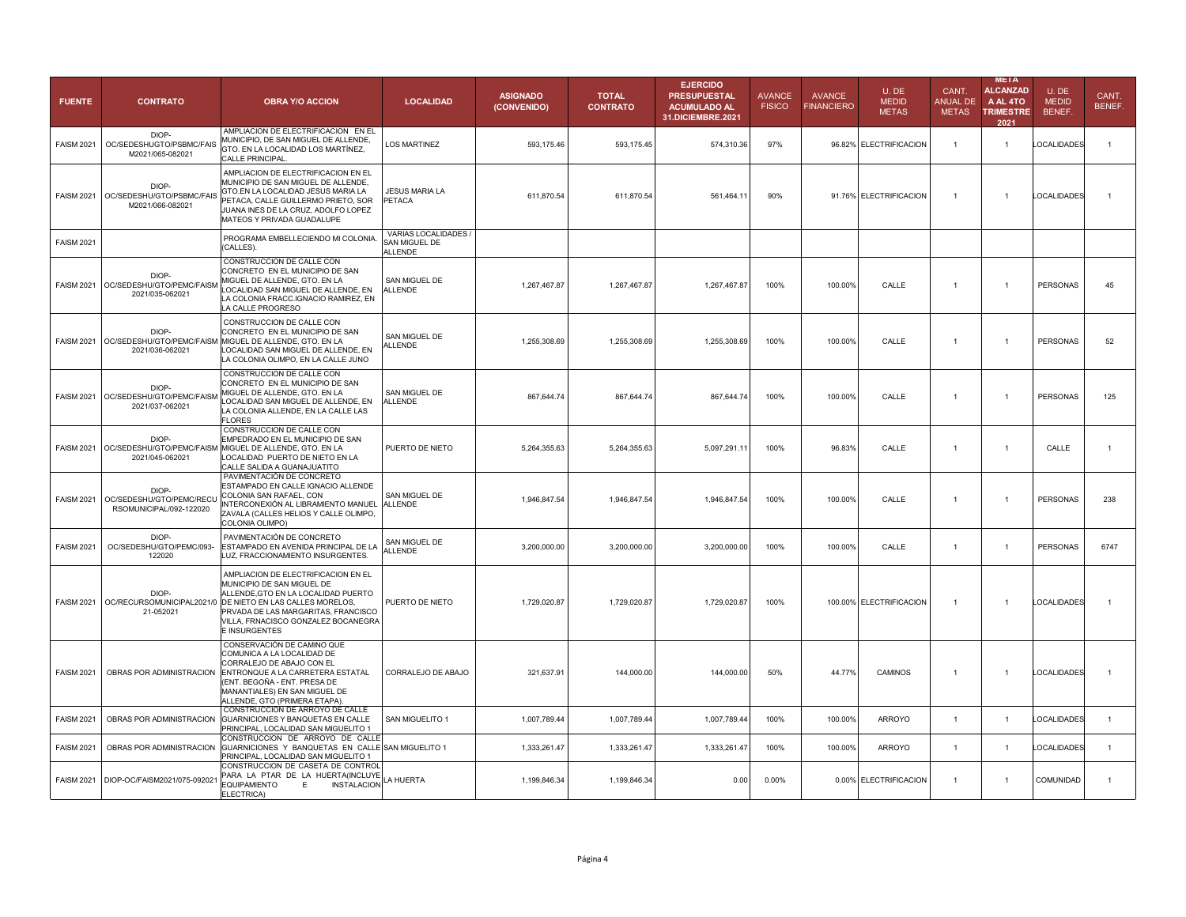| FUENTE | CONTRATO | OBRA Y/O ACCION | LOCALIDAD | ASIGNADO (CONVENIDO) | TOTAL CONTRATO | EJERCIDO PRESUPUESTAL ACUMULADO AL 31.DICIEMBRE.2021 | AVANCE FISICO | AVANCE FINANCIERO | U. DE MEDID METAS | CANT. ANUAL DE METAS | META ALCANZAD A AL 4TO TRIMESTRE 2021 | U. DE MEDID BENEF. | CANT. BENEF. |
|---|---|---|---|---|---|---|---|---|---|---|---|---|---|
| FAISM 2021 | DIOP-OC/SEDESHUGTO/PSBMC/FAISM2021/065-082021 | AMPLIACION DE ELECTRIFICACION EN EL MUNICIPIO, DE SAN MIGUEL DE ALLENDE, GTO. EN LA LOCALIDAD LOS MARTÍNEZ, CALLE PRINCIPAL. | LOS MARTINEZ | 593,175.46 | 593,175.45 | 574,310.36 | 97% | 96.82% | ELECTRIFICACION | 1 | 1 | LOCALIDADES | 1 |
| FAISM 2021 | DIOP-OC/SEDESHU/GTO/PSBMC/FAISM2021/066-082021 | AMPLIACION DE ELECTRIFICACION EN EL MUNICIPIO DE SAN MIGUEL DE ALLENDE, GTO.EN LA LOCALIDAD JESUS MARIA LA PETACA, CALLE GUILLERMO PRIETO, SOR JUANA INES DE LA CRUZ, ADOLFO LOPEZ MATEOS Y PRIVADA GUADALUPE | JESUS MARIA LA PETACA | 611,870.54 | 611,870.54 | 561,464.11 | 90% | 91.76% | ELECTRIFICACION | 1 | 1 | LOCALIDADES | 1 |
| FAISM 2021 | | PROGRAMA EMBELLECIENDO MI COLONIA. (CALLES). | VARIAS LOCALIDADES / SAN MIGUEL DE ALLENDE | | | | | | | | | | |
| FAISM 2021 | DIOP-OC/SEDESHU/GTO/PEMC/FAISM2021/035-062021 | CONSTRUCCION DE CALLE CON CONCRETO EN EL MUNICIPIO DE SAN MIGUEL DE ALLENDE, GTO. EN LA LOCALIDAD SAN MIGUEL DE ALLENDE, EN LA COLONIA FRACC.IGNACIO RAMIREZ, EN LA CALLE PROGRESO | SAN MIGUEL DE ALLENDE | 1,267,467.87 | 1,267,467.87 | 1,267,467.87 | 100% | 100.00% | CALLE | 1 | 1 | PERSONAS | 45 |
| FAISM 2021 | DIOP-OC/SEDESHU/GTO/PEMC/FAISM2021/036-062021 | CONSTRUCCION DE CALLE CON CONCRETO EN EL MUNICIPIO DE SAN MIGUEL DE ALLENDE, GTO. EN LA LOCALIDAD SAN MIGUEL DE ALLENDE, EN LA COLONIA OLIMPO, EN LA CALLE JUNO | SAN MIGUEL DE ALLENDE | 1,255,308.69 | 1,255,308.69 | 1,255,308.69 | 100% | 100.00% | CALLE | 1 | 1 | PERSONAS | 52 |
| FAISM 2021 | DIOP-OC/SEDESHU/GTO/PEMC/FAISM2021/037-062021 | CONSTRUCCION DE CALLE CON CONCRETO EN EL MUNICIPIO DE SAN MIGUEL DE ALLENDE, GTO. EN LA LOCALIDAD SAN MIGUEL DE ALLENDE, EN LA COLONIA ALLENDE, EN LA CALLE LAS FLORES | SAN MIGUEL DE ALLENDE | 867,644.74 | 867,644.74 | 867,644.74 | 100% | 100.00% | CALLE | 1 | 1 | PERSONAS | 125 |
| FAISM 2021 | DIOP-OC/SEDESHU/GTO/PEMC/FAISM2021/045-062021 | CONSTRUCCION DE CALLE CON EMPEDRADO EN EL MUNICIPIO DE SAN MIGUEL DE ALLENDE, GTO. EN LA LOCALIDAD PUERTO DE NIETO EN LA CALLE SALIDA A GUANAJUATITO | PUERTO DE NIETO | 5,264,355.63 | 5,264,355.63 | 5,097,291.11 | 100% | 96.83% | CALLE | 1 | 1 | CALLE | 1 |
| FAISM 2021 | DIOP-OC/SEDESHU/GTO/PEMC/RECURSOMUNICIPAL/092-122020 | PAVIMENTACIÓN DE CONCRETO ESTAMPADO EN CALLE IGNACIO ALLENDE COLONIA SAN RAFAEL, CON INTERCONEXIÓN AL LIBRAMIENTO MANUEL ZAVALA (CALLES HELIOS Y CALLE OLIMPO, COLONIA OLIMPO) | SAN MIGUEL DE ALLENDE | 1,946,847.54 | 1,946,847.54 | 1,946,847.54 | 100% | 100.00% | CALLE | 1 | 1 | PERSONAS | 238 |
| FAISM 2021 | DIOP-OC/SEDESHU/GTO/PEMC/093-122020 | PAVIMENTACIÓN DE CONCRETO ESTAMPADO EN AVENIDA PRINCIPAL DE LA LUZ, FRACCIONAMIENTO INSURGENTES. | SAN MIGUEL DE ALLENDE | 3,200,000.00 | 3,200,000.00 | 3,200,000.00 | 100% | 100.00% | CALLE | 1 | 1 | PERSONAS | 6747 |
| FAISM 2021 | DIOP-OC/RECURSOMUNICIPAL2021/021-052021 | AMPLIACION DE ELECTRIFICACION EN EL MUNICIPIO DE SAN MIGUEL DE ALLENDE,GTO EN LA LOCALIDAD PUERTO DE NIETO EN LAS CALLES MORELOS, PRVADA DE LAS MARGARITAS, FRANCISCO VILLA, FRNACISCO GONZALEZ BOCANEGRA E INSURGENTES | PUERTO DE NIETO | 1,729,020.87 | 1,729,020.87 | 1,729,020.87 | 100% | 100.00% | ELECTRIFICACION | 1 | 1 | LOCALIDADES | 1 |
| FAISM 2021 | OBRAS POR ADMINISTRACION | CONSERVACIÓN DE CAMINO QUE COMUNICA A LA LOCALIDAD DE CORRALEJO DE ABAJO CON EL ENTRONQUE A LA CARRETERA ESTATAL (ENT. BEGOÑA - ENT. PRESA DE MANANTIALES) EN SAN MIGUEL DE ALLENDE, GTO (PRIMERA ETAPA). | CORRALEJO DE ABAJO | 321,637.91 | 144,000.00 | 144,000.00 | 50% | 44.77% | CAMINOS | 1 | 1 | LOCALIDADES | 1 |
| FAISM 2021 | OBRAS POR ADMINISTRACION | CONSTRUCCION DE ARROYO DE CALLE GUARNICIONES Y BANQUETAS EN CALLE PRINCIPAL, LOCALIDAD SAN MIGUELITO 1 | SAN MIGUELITO 1 | 1,007,789.44 | 1,007,789.44 | 1,007,789.44 | 100% | 100.00% | ARROYO | 1 | 1 | LOCALIDADES | 1 |
| FAISM 2021 | OBRAS POR ADMINISTRACION | CONSTRUCCION DE ARROYO DE CALLE GUARNICIONES Y BANQUETAS EN CALLE PRINCIPAL, LOCALIDAD SAN MIGUELITO 1 | SAN MIGUELITO 1 | 1,333,261.47 | 1,333,261.47 | 1,333,261.47 | 100% | 100.00% | ARROYO | 1 | 1 | LOCALIDADES | 1 |
| FAISM 2021 | DIOP-OC/FAISM2021/075-092021 | CONSTRUCCION DE CASETA DE CONTROL PARA LA PTAR DE LA HUERTA(INCLUYE EQUIPAMIENTO E INSTALACION ELECTRICA) | LA HUERTA | 1,199,846.34 | 1,199,846.34 | 0.00 | 0.00% | 0.00% | ELECTRIFICACION | 1 | 1 | COMUNIDAD | 1 |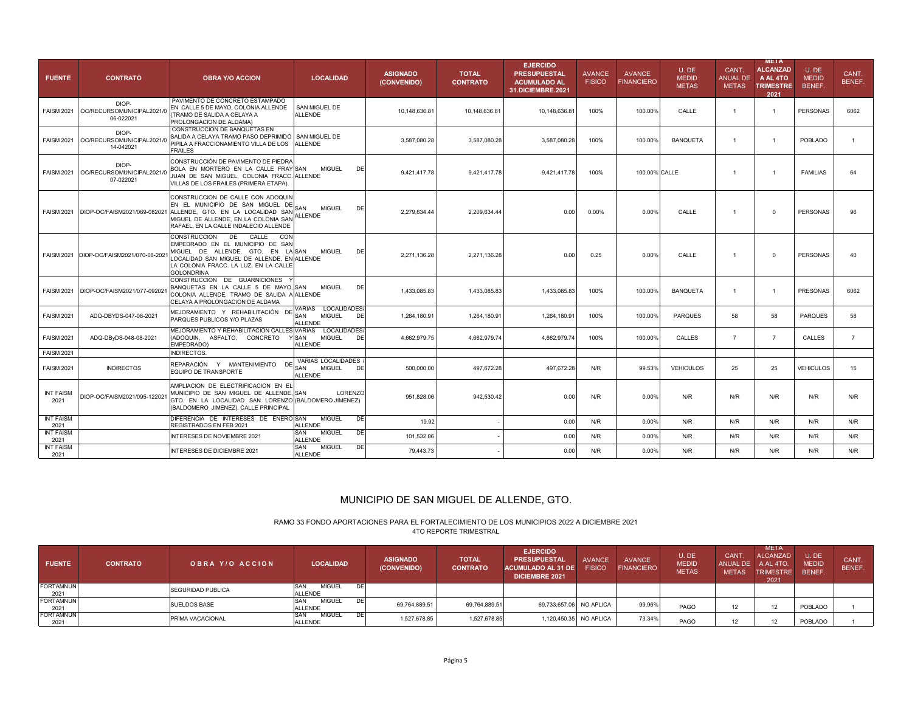| FUENTE | CONTRATO | OBRA Y/O ACCION | LOCALIDAD | ASIGNADO (CONVENIDO) | TOTAL CONTRATO | EJERCIDO PRESUPUESTAL ACUMULADO AL 31.DICIEMBRE.2021 | AVANCE FISICO | AVANCE FINANCIERO | U. DE MEDID METAS | CANT. ANUAL DE METAS | META ALCANZAD A AL 4TO TRIMESTRE 2021 | U. DE MEDID BENEF. | CANT. BENEF. |
|---|---|---|---|---|---|---|---|---|---|---|---|---|---|
| FAISM 2021 | DIOP-OC/RECURSOMUNICIPAL2021/006-022021 | PAVIMENTO DE CONCRETO ESTAMPADO EN CALLE 5 DE MAYO, COLONIA ALLENDE (TRAMO DE SALIDA A CELAYA A PROLONGACION DE ALDAMA) | SAN MIGUEL DE ALLENDE | 10,148,636.81 | 10,148,636.81 | 10,148,636.81 | 100% | 100.00% | CALLE | 1 | 1 | PERSONAS | 6062 |
| FAISM 2021 | DIOP-OC/RECURSOMUNICIPAL2021/014-042021 | CONSTRUCCION DE BANQUETAS EN SALIDA A CELAYA TRAMO PASO DEPRIMIDO PIPILA A FRACCIONAMIENTO VILLA DE LOS FRAILES | SAN MIGUEL DE ALLENDE | 3,587,080.28 | 3,587,080.28 | 3,587,080.28 | 100% | 100.00% | BANQUETA | 1 | 1 | POBLADO | 1 |
| FAISM 2021 | DIOP-OC/RECURSOMUNICIPAL2021/007-022021 | CONSTRUCCIÓN DE PAVIMENTO DE PIEDRA BOLA EN MORTERO EN LA CALLE FRAY JUAN DE SAN MIGUEL, COLONIA FRACC. VILLAS DE LOS FRAILES (PRIMERA ETAPA). | SAN MIGUEL DE ALLENDE | 9,421,417.78 | 9,421,417.78 | 9,421,417.78 | 100% | 100.00% | CALLE | 1 | 1 | FAMILIAS | 64 |
| FAISM 2021 | DIOP-OC/FAISM2021/069-082021 | CONSTRUCCION DE CALLE CON ADOQUIN EN EL MUNICIPIO DE SAN MIGUEL DE ALLENDE, GTO. EN LA LOCALIDAD SAN MIGUEL DE ALLENDE, EN LA COLONIA SAN RAFAEL, EN LA CALLE INDALECIO ALLENDE | SAN MIGUEL DE ALLENDE | 2,279,634.44 | 2,209,634.44 | 0.00 | 0.00% | 0.00% | CALLE | 1 | 0 | PERSONAS | 96 |
| FAISM 2021 | DIOP-OC/FAISM2021/070-08-2021 | CONSTRUCCION DE CALLE CON EMPEDRADO EN EL MUNICIPIO DE SAN MIGUEL DE ALLENDE, GTO. EN LA LOCALIDAD SAN MIGUEL DE ALLENDE, EN LA COLONIA FRACC. LA LUZ, EN LA CALLE GOLONDRINA | SAN MIGUEL DE ALLENDE | 2,271,136.28 | 2,271,136.28 | 0.00 | 0.25 | 0.00% | CALLE | 1 | 0 | PERSONAS | 40 |
| FAISM 2021 | DIOP-OC/FAISM2021/077-092021 | CONSTRUCCION DE GUARNICIONES Y BANQUETAS EN LA CALLE 5 DE MAYO, COLONIA ALLENDE, TRAMO DE SALIDA A CELAYA A PROLONGACION DE ALDAMA | SAN MIGUEL DE ALLENDE | 1,433,085.83 | 1,433,085.83 | 1,433,085.83 | 100% | 100.00% | BANQUETA | 1 | 1 | PRESONAS | 6062 |
| FAISM 2021 | ADQ-DBYDS-047-08-2021 | MEJORAMIENTO Y REHABILITACIÓN DE PARQUES PUBLICOS Y/O PLAZAS | VARIAS LOCALIDADES/ SAN MIGUEL DE ALLENDE | 1,264,180.91 | 1,264,180.91 | 1,264,180.91 | 100% | 100.00% | PARQUES | 58 | 58 | PARQUES | 58 |
| FAISM 2021 | ADQ-DByDS-048-08-2021 | MEJORAMIENTO Y REHABILITACION CALLES (ADOQUIN, ASFALTO, CONCRETO Y EMPEDRADO) | VARIAS LOCALIDADES/ SAN MIGUEL DE ALLENDE | 4,662,979.75 | 4,662,979.74 | 4,662,979.74 | 100% | 100.00% | CALLES | 7 | 7 | CALLES | 7 |
| FAISM 2021 | | INDIRECTOS. | | | | | | | | | | | |
| FAISM 2021 | INDIRECTOS | REPARACIÓN Y MANTENIMIENTO DE EQUIPO DE TRANSPORTE | VARIAS LOCALIDADES / SAN MIGUEL DE ALLENDE | 500,000.00 | 497,672.28 | 497,672.28 | N/R | 99.53% | VEHICULOS | 25 | 25 | VEHICULOS | 15 |
| INT FAISM 2021 | DIOP-OC/FAISM2021/095-122021 | AMPLIACION DE ELECTRIFICACION EN EL MUNICIPIO DE SAN MIGUEL DE ALLENDE, GTO. EN LA LOCALIDAD SAN LORENZO (BALDOMERO JIMENEZ), CALLE PRINCIPAL | SAN LORENZO (BALDOMERO JIMENEZ) | 951,828.06 | 942,530.42 | 0.00 | N/R | 0.00% | N/R | N/R | N/R | N/R | N/R |
| INT FAISM 2021 | | DIFERENCIA DE INTERESES DE ENERO REGISTRADOS EN FEB 2021 | SAN MIGUEL DE ALLENDE | 19.92 | - | 0.00 | N/R | 0.00% | N/R | N/R | N/R | N/R | N/R |
| INT FAISM 2021 | | INTERESES DE NOVIEMBRE 2021 | SAN MIGUEL DE ALLENDE | 101,532.86 | - | 0.00 | N/R | 0.00% | N/R | N/R | N/R | N/R | N/R |
| INT FAISM 2021 | | INTERESES DE DICIEMBRE 2021 | SAN MIGUEL DE ALLENDE | 79,443.73 | - | 0.00 | N/R | 0.00% | N/R | N/R | N/R | N/R | N/R |

# MUNICIPIO DE SAN MIGUEL DE ALLENDE, GTO.

RAMO 33 FONDO APORTACIONES PARA EL FORTALECIMIENTO DE LOS MUNICIPIOS 2022 A DICIEMBRE 2021

4TO REPORTE TRIMESTRAL

| FUENTE | CONTRATO | OBRA Y/O ACCION | LOCALIDAD | ASIGNADO (CONVENIDO) | TOTAL CONTRATO | EJERCIDO PRESUPUESTAL ACUMULADO AL 31 DE DICIEMBRE 2021 | AVANCE FISICO | AVANCE FINANCIERO | U. DE MEDID METAS | CANT. ANUAL DE METAS | META ALCANZAD A AL 4TO. TRIMESTRE 2021 | U. DE MEDID BENEF. | CANT. BENEF. |
|---|---|---|---|---|---|---|---|---|---|---|---|---|---|
| FORTAMNUN 2021 | | SEGURIDAD PUBLICA | SAN MIGUEL DE ALLENDE | | | | | | | | | | |
| FORTAMNUN 2021 | | SUELDOS BASE | SAN MIGUEL DE ALLENDE | 69,764,889.51 | 69,764,889.51 | 69,733,657.06 | NO APLICA | 99.96% | PAGO | 12 | 12 | POBLADO | 1 |
| FORTAMNUN 2021 | | PRIMA VACACIONAL | SAN MIGUEL DE ALLENDE | 1,527,678.85 | 1,527,678.85 | 1,120,450.35 | NO APLICA | 73.34% | PAGO | 12 | 12 | POBLADO | 1 |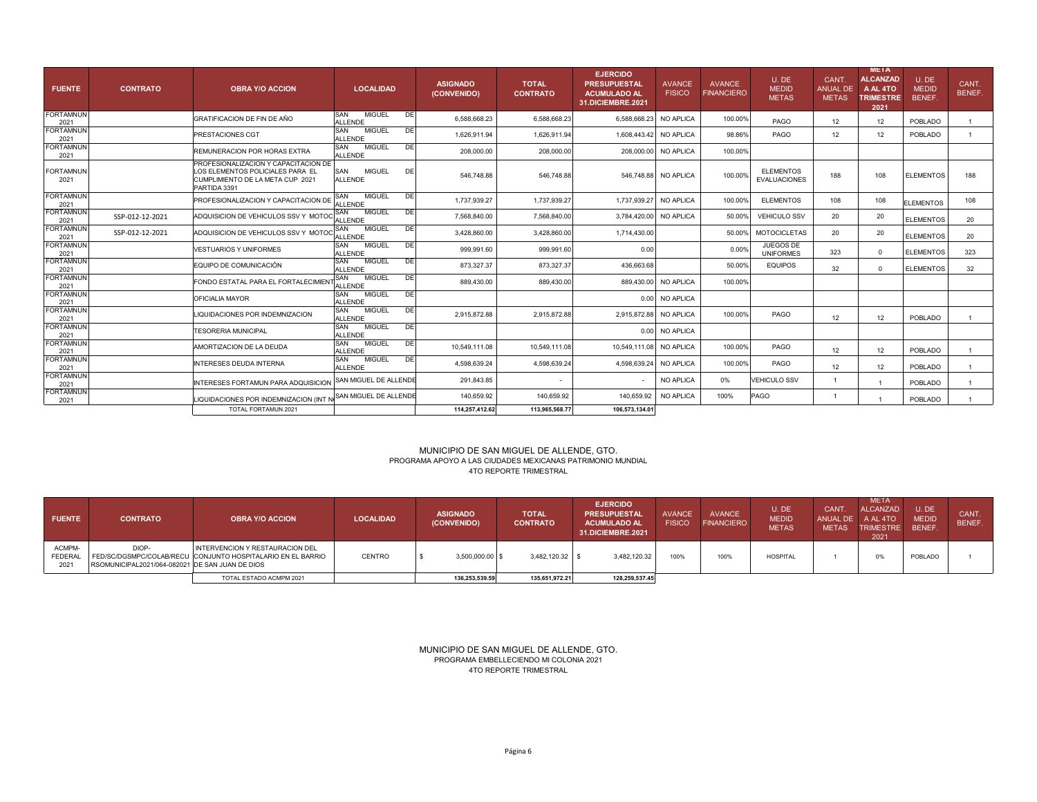| FUENTE | CONTRATO | OBRA Y/O ACCION | LOCALIDAD | ASIGNADO (CONVENIDO) | TOTAL CONTRATO | EJERCIDO PRESUPUESTAL ACUMULADO AL 31.DICIEMBRE.2021 | AVANCE FISICO | AVANCE FINANCIERO | U. DE MEDID METAS | CANT. ANUAL DE METAS | META ALCANZAD A AL 4TO TRIMESTRE 2021 | U. DE MEDID BENEF. | CANT. BENEF. |
|---|---|---|---|---|---|---|---|---|---|---|---|---|---|
| FORTAMNUN 2021 | | GRATIFICACION DE FIN DE AÑO | SAN MIGUEL DE ALLENDE | 6,588,668.23 | 6,588,668.23 | 6,588,668.23 | NO APLICA | 100.00% | PAGO | 12 | 12 | POBLADO | 1 |
| FORTAMNUN 2021 | | PRESTACIONES CGT | SAN MIGUEL DE ALLENDE | 1,626,911.94 | 1,626,911.94 | 1,608,443.42 | NO APLICA | 98.86% | PAGO | 12 | 12 | POBLADO | 1 |
| FORTAMNUN 2021 | | REMUNERACION POR HORAS EXTRA | SAN MIGUEL DE ALLENDE | 208,000.00 | 208,000.00 | 208,000.00 | NO APLICA | 100.00% | | | | | |
| FORTAMNUN 2021 | | PROFESIONALIZACION Y CAPACITACION DE LOS ELEMENTOS POLICIALES PARA EL CUMPLIMIENTO DE LA META CUP 2021 PARTIDA 3391 | SAN MIGUEL DE ALLENDE | 546,748.88 | 546,748.88 | 546,748.88 | NO APLICA | 100.00% | ELEMENTOS EVALUACIONES | 188 | 108 | ELEMENTOS | 188 |
| FORTAMNUN 2021 | | PROFESIONALIZACION Y CAPACITACION DE | SAN MIGUEL DE ALLENDE | 1,737,939.27 | 1,737,939.27 | 1,737,939.27 | NO APLICA | 100.00% | ELEMENTOS | 108 | 108 | ELEMENTOS | 108 |
| FORTAMNUN 2021 | SSP-012-12-2021 | ADQUISICION DE VEHICULOS SSV Y MOTOC | SAN MIGUEL DE ALLENDE | 7,568,840.00 | 7,568,840.00 | 3,784,420.00 | NO APLICA | 50.00% | VEHICULO SSV | 20 | 20 | ELEMENTOS | 20 |
| FORTAMNUN 2021 | SSP-012-12-2021 | ADQUISICION DE VEHICULOS SSV Y MOTOC | SAN MIGUEL DE ALLENDE | 3,428,860.00 | 3,428,860.00 | 1,714,430.00 | | 50.00% | MOTOCICLETAS | 20 | 20 | ELEMENTOS | 20 |
| FORTAMNUN 2021 | | VESTUARIOS Y UNIFORMES | SAN MIGUEL DE ALLENDE | 999,991.60 | 999,991.60 | 0.00 | | 0.00% | JUEGOS DE UNIFORMES | 323 | 0 | ELEMENTOS | 323 |
| FORTAMNUN 2021 | | EQUIPO DE COMUNICACIÓN | SAN MIGUEL DE ALLENDE | 873,327.37 | 873,327.37 | 436,663.68 | | 50.00% | EQUIPOS | 32 | 0 | ELEMENTOS | 32 |
| FORTAMNUN 2021 | | FONDO ESTATAL PARA EL FORTALECIMIENT | SAN MIGUEL DE ALLENDE | 889,430.00 | 889,430.00 | 889,430.00 | NO APLICA | 100.00% | | | | | |
| FORTAMNUN 2021 | | OFICIALIA MAYOR | SAN MIGUEL DE ALLENDE | | | 0.00 | NO APLICA | | | | | | |
| FORTAMNUN 2021 | | LIQUIDACIONES POR INDEMNIZACION | SAN MIGUEL DE ALLENDE | 2,915,872.88 | 2,915,872.88 | 2,915,872.88 | NO APLICA | 100.00% | PAGO | 12 | 12 | POBLADO | 1 |
| FORTAMNUN 2021 | | TESORERIA MUNICIPAL | SAN MIGUEL DE ALLENDE | | | 0.00 | NO APLICA | | | | | | |
| FORTAMNUN 2021 | | AMORTIZACION DE LA DEUDA | SAN MIGUEL DE ALLENDE | 10,549,111.08 | 10,549,111.08 | 10,549,111.08 | NO APLICA | 100.00% | PAGO | 12 | 12 | POBLADO | 1 |
| FORTAMNUN 2021 | | INTERESES DEUDA INTERNA | SAN MIGUEL DE ALLENDE | 4,598,639.24 | 4,598,639.24 | 4,598,639.24 | NO APLICA | 100.00% | PAGO | 12 | 12 | POBLADO | 1 |
| FORTAMNUN 2021 | | INTERESES FORTAMUN PARA ADQUISICION | SAN MIGUEL DE ALLENDE | 291,843.85 | - | - | NO APLICA | 0% | VEHICULO SSV | 1 | 1 | POBLADO | 1 |
| FORTAMNUN 2021 | | LIQUIDACIONES POR INDEMNIZACION (INT N | SAN MIGUEL DE ALLENDE | 140,659.92 | 140,659.92 | 140,659.92 | NO APLICA | 100% | PAGO | 1 | 1 | POBLADO | 1 |
| | | TOTAL FORTAMUN 2021 | | 114,257,412.62 | 113,965,568.77 | 106,573,134.01 | | | | | | | |

MUNICIPIO DE SAN MIGUEL DE ALLENDE, GTO.
PROGRAMA APOYO A LAS CIUDADES MEXICANAS PATRIMONIO MUNDIAL
4TO REPORTE TRIMESTRAL

| FUENTE | CONTRATO | OBRA Y/O ACCION | LOCALIDAD | ASIGNADO (CONVENIDO) | TOTAL CONTRATO | EJERCIDO PRESUPUESTAL ACUMULADO AL 31.DICIEMBRE.2021 | AVANCE FISICO | AVANCE FINANCIERO | U. DE MEDID METAS | CANT. ANUAL DE METAS | META ALCANZAD A AL 4TO TRIMESTRE 2021 | U. DE MEDID BENEF. | CANT. BENEF. |
|---|---|---|---|---|---|---|---|---|---|---|---|---|---|
| ACMPM-FEDERAL 2021 | DIOP-FED/SC/DGSMPC/COLAB/RECURSOMUNICIPAL2021/064-082021 | INTERVENCION Y RESTAURACION DEL CONJUNTO HOSPITALARIO EN EL BARRIO DE SAN JUAN DE DIOS | CENTRO | $ 3,500,000.00 | $ 3,482,120.32 | $ 3,482,120.32 | 100% | 100% | HOSPITAL | 1 | 0% | POBLADO | 1 |
| | | TOTAL ESTADO ACMPM 2021 | | 136,253,539.59 | 135,651,972.21 | 128,259,537.45 | | | | | | | |

MUNICIPIO DE SAN MIGUEL DE ALLENDE, GTO.
PROGRAMA EMBELLECIENDO MI COLONIA 2021
4TO REPORTE TRIMESTRAL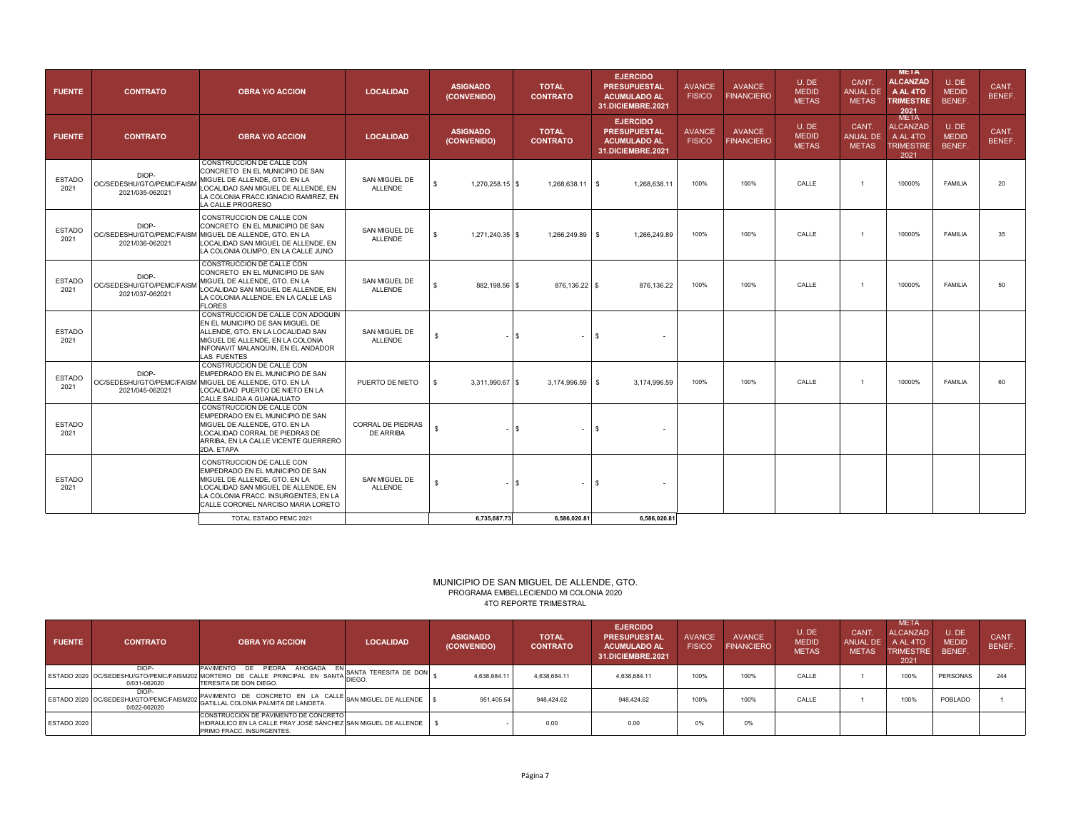| FUENTE | CONTRATO | OBRA Y/O ACCION | LOCALIDAD | ASIGNADO (CONVENIDO) | TOTAL CONTRATO | EJERCIDO PRESUPUESTAL ACUMULADO AL 31.DICIEMBRE.2021 | AVANCE FISICO | AVANCE FINANCIERO | U. DE MEDID METAS | CANT. ANUAL DE METAS | META ALCANZAD A AL 4TO TRIMESTRE 2021 | U. DE MEDID BENEF. | CANT. BENEF. |
|---|---|---|---|---|---|---|---|---|---|---|---|---|---|
| FUENTE | CONTRATO | OBRA Y/O ACCION | LOCALIDAD | ASIGNADO (CONVENIDO) | TOTAL CONTRATO | EJERCIDO PRESUPUESTAL ACUMULADO AL 31.DICIEMBRE.2021 | AVANCE FISICO | AVANCE FINANCIERO | U. DE MEDID METAS | CANT. ANUAL DE METAS | META ALCANZAD A AL 4TO TRIMESTRE 2021 | U. DE MEDID BENEF. | CANT. BENEF. |
| ESTADO 2021 | DIOP-OC/SEDESHU/GTO/PEMC/FAISM 2021/035-062021 | CONSTRUCCION DE CALLE CON CONCRETO EN EL MUNICIPIO DE SAN MIGUEL DE ALLENDE, GTO. EN LA LOCALIDAD SAN MIGUEL DE ALLENDE, EN LA COLONIA FRACC.IGNACIO RAMIREZ, EN LA CALLE PROGRESO | SAN MIGUEL DE ALLENDE | $ 1,270,258.15 | $ 1,268,638.11 | $ 1,268,638.11 | 100% | 100% | CALLE | 1 | 10000% | FAMILIA | 20 |
| ESTADO 2021 | DIOP-OC/SEDESHU/GTO/PEMC/FAISM 2021/036-062021 | CONSTRUCCION DE CALLE CON CONCRETO EN EL MUNICIPIO DE SAN MIGUEL DE ALLENDE, GTO. EN LA LOCALIDAD SAN MIGUEL DE ALLENDE, EN LA COLONIA OLIMPO, EN LA CALLE JUNO | SAN MIGUEL DE ALLENDE | $ 1,271,240.35 | $ 1,266,249.89 | $ 1,266,249.89 | 100% | 100% | CALLE | 1 | 10000% | FAMILIA | 35 |
| ESTADO 2021 | DIOP-OC/SEDESHU/GTO/PEMC/FAISM 2021/037-062021 | CONSTRUCCION DE CALLE CON CONCRETO EN EL MUNICIPIO DE SAN MIGUEL DE ALLENDE, GTO. EN LA LOCALIDAD SAN MIGUEL DE ALLENDE, EN LA COLONIA ALLENDE, EN LA CALLE LAS FLORES | SAN MIGUEL DE ALLENDE | $ 882,198.56 | $ 876,136.22 | $ 876,136.22 | 100% | 100% | CALLE | 1 | 10000% | FAMILIA | 50 |
| ESTADO 2021 | | CONSTRUCCION DE CALLE CON ADOQUIN EN EL MUNICIPIO DE SAN MIGUEL DE ALLENDE, GTO. EN LA LOCALIDAD SAN MIGUEL DE ALLENDE, EN LA COLONIA INFONAVIT MALANQUIN, EN EL ANDADOR LAS FUENTES | SAN MIGUEL DE ALLENDE | $ - | $ - | $ - | | | | | | | |
| ESTADO 2021 | DIOP-OC/SEDESHU/GTO/PEMC/FAISM 2021/045-062021 | CONSTRUCCION DE CALLE CON EMPEDRADO EN EL MUNICIPIO DE SAN MIGUEL DE ALLENDE, GTO. EN LA LOCALIDAD PUERTO DE NIETO EN LA CALLE SALIDA A GUANAJUATO | PUERTO DE NIETO | $ 3,311,990.67 | $ 3,174,996.59 | $ 3,174,996.59 | 100% | 100% | CALLE | 1 | 10000% | FAMILIA | 60 |
| ESTADO 2021 | | CONSTRUCCION DE CALLE CON EMPEDRADO EN EL MUNICIPIO DE SAN MIGUEL DE ALLENDE, GTO. EN LA LOCALIDAD CORRAL DE PIEDRAS DE ARRIBA, EN LA CALLE VICENTE GUERRERO 2DA. ETAPA | CORRAL DE PIEDRAS DE ARRIBA | $ - | $ - | $ - | | | | | | | |
| ESTADO 2021 | | CONSTRUCCION DE CALLE CON EMPEDRADO EN EL MUNICIPIO DE SAN MIGUEL DE ALLENDE, GTO. EN LA LOCALIDAD SAN MIGUEL DE ALLENDE, EN LA COLONIA FRACC. INSURGENTES, EN LA CALLE CORONEL NARCISO MARIA LORETO | SAN MIGUEL DE ALLENDE | $ - | $ - | $ - | | | | | | | |
| | | TOTAL ESTADO PEMC 2021 | | 6,735,687.73 | 6,586,020.81 | 6,586,020.81 | | | | | | | |

MUNICIPIO DE SAN MIGUEL DE ALLENDE, GTO.
PROGRAMA EMBELLECIENDO MI COLONIA 2020
4TO REPORTE TRIMESTRAL

| FUENTE | CONTRATO | OBRA Y/O ACCION | LOCALIDAD | ASIGNADO (CONVENIDO) | TOTAL CONTRATO | EJERCIDO PRESUPUESTAL ACUMULADO AL 31.DICIEMBRE.2021 | AVANCE FISICO | AVANCE FINANCIERO | U. DE MEDID METAS | CANT. ANUAL DE METAS | META ALCANZAD A AL 4TO TRIMESTRE 2021 | U. DE MEDID BENEF. | CANT. BENEF. |
|---|---|---|---|---|---|---|---|---|---|---|---|---|---|
| ESTADO 2020 | DIOP-OC/SEDESHU/GTO/PEMC/FAISM2020/031-062020 | PAVIMENTO DE PIEDRA AHOGADA EN MORTERO DE CALLE PRINCIPAL EN SANTA TERESITA DE DON DIEGO. | SANTA TERESITA DE DON DIEGO. | $ 4,638,684.11 | 4,638,684.11 | 4,638,684.11 | 100% | 100% | CALLE | 1 | 100% | PERSONAS | 244 |
| ESTADO 2020 | DIOP-OC/SEDESHU/GTO/PEMC/FAISM2020/022-062020 | PAVIMENTO DE CONCRETO EN LA CALLE GATILLAL COLONIA PALMITA DE LANDETA. | SAN MIGUEL DE ALLENDE | $ 951,405.54 | 948,424.62 | 948,424.62 | 100% | 100% | CALLE | 1 | 100% | POBLADO | 1 |
| ESTADO 2020 | | CONSTRUCCIÓN DE PAVIMENTO DE CONCRETO HIDRAULICO EN LA CALLE FRAY JOSÉ SÁNCHEZ PRIMO FRACC. INSURGENTES. | SAN MIGUEL DE ALLENDE | $ - | 0.00 | 0.00 | 0% | 0% | | | | | |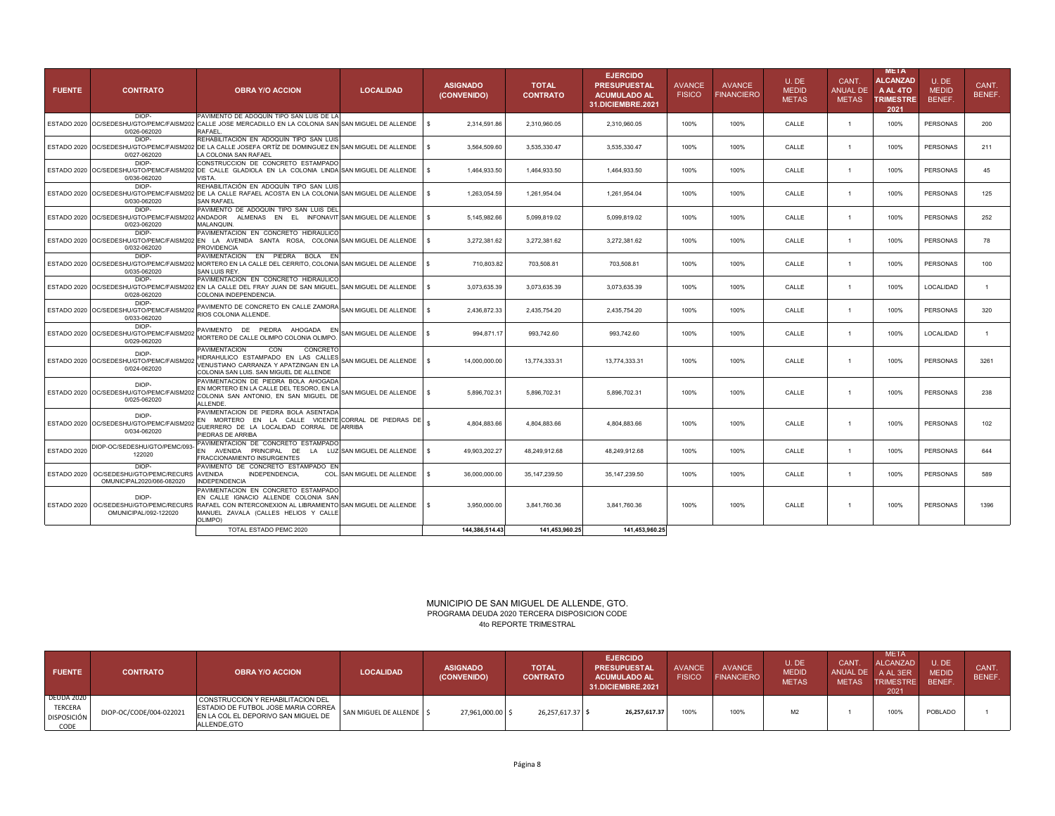| FUENTE | CONTRATO | OBRA Y/O ACCION | LOCALIDAD | ASIGNADO (CONVENIDO) | TOTAL CONTRATO | EJERCIDO PRESUPUESTAL ACUMULADO AL 31.DICIEMBRE.2021 | AVANCE FISICO | AVANCE FINANCIERO | U. DE MEDID METAS | CANT. ANUAL DE METAS | META ALCANZAD A AL 4TO TRIMESTRE 2021 | U. DE MEDID BENEF. | CANT. BENEF. |
|---|---|---|---|---|---|---|---|---|---|---|---|---|---|
| ESTADO 2020 | DIOP-OC/SEDESHU/GTO/PEMC/FAISM2020/026-062020 | PAVIMENTO DE ADOQUÍN TIPO SAN LUIS DE LA CALLE JOSE MERCADILLO EN LA COLONIA SAN RAFAEL. | SAN MIGUEL DE ALLENDE | $ 2,314,591.86 | 2,310,960.05 | 2,310,960.05 | 100% | 100% | CALLE | 1 | 100% | PERSONAS | 200 |
| ESTADO 2020 | DIOP-OC/SEDESHU/GTO/PEMC/FAISM2020/027-062020 | REHABILITACIÓN EN ADOQUÍN TIPO SAN LUIS DE LA CALLE JOSEFA ORTÍZ DE DOMINGUEZ EN LA COLONIA SAN RAFAEL | SAN MIGUEL DE ALLENDE | $ 3,564,509.60 | 3,535,330.47 | 3,535,330.47 | 100% | 100% | CALLE | 1 | 100% | PERSONAS | 211 |
| ESTADO 2020 | DIOP-OC/SEDESHU/GTO/PEMC/FAISM2020/036-062020 | CONSTRUCCION DE CONCRETO ESTAMPADO DE CALLE GLADIOLA EN LA COLONIA LINDA VISTA. | SAN MIGUEL DE ALLENDE | $ 1,464,933.50 | 1,464,933.50 | 1,464,933.50 | 100% | 100% | CALLE | 1 | 100% | PERSONAS | 45 |
| ESTADO 2020 | DIOP-OC/SEDESHU/GTO/PEMC/FAISM2020/030-062020 | REHABILITACIÓN EN ADOQUÍN TIPO SAN LUIS DE LA CALLE RAFAEL ACOSTA EN LA COLONIA SAN RAFAEL | SAN MIGUEL DE ALLENDE | $ 1,263,054.59 | 1,261,954.04 | 1,261,954.04 | 100% | 100% | CALLE | 1 | 100% | PERSONAS | 125 |
| ESTADO 2020 | DIOP-OC/SEDESHU/GTO/PEMC/FAISM2020/023-062020 | PAVIMENTO DE ADOQUÍN TIPO SAN LUIS DEL ANDADOR ALMENAS EN EL INFONAVIT MALANQUIN. | SAN MIGUEL DE ALLENDE | $ 5,145,982.66 | 5,099,819.02 | 5,099,819.02 | 100% | 100% | CALLE | 1 | 100% | PERSONAS | 252 |
| ESTADO 2020 | DIOP-OC/SEDESHU/GTO/PEMC/FAISM2020/032-062020 | PAVIMENTACION EN CONCRETO HIDRAULICO EN LA AVENIDA SANTA ROSA, COLONIA PROVIDENCIA | SAN MIGUEL DE ALLENDE | $ 3,272,381.62 | 3,272,381.62 | 3,272,381.62 | 100% | 100% | CALLE | 1 | 100% | PERSONAS | 78 |
| ESTADO 2020 | DIOP-OC/SEDESHU/GTO/PEMC/FAISM2020/035-062020 | PAVIMENTACION EN PIEDRA BOLA EN MORTERO EN LA CALLE DEL CERRITO, COLONIA SAN LUIS REY. | SAN MIGUEL DE ALLENDE | $ 710,803.82 | 703,508.81 | 703,508.81 | 100% | 100% | CALLE | 1 | 100% | PERSONAS | 100 |
| ESTADO 2020 | DIOP-OC/SEDESHU/GTO/PEMC/FAISM2020/028-062020 | PAVIMENTACION EN CONCRETO HIDRAULICO EN LA CALLE DEL FRAY JUAN DE SAN MIGUEL, COLONIA INDEPENDENCIA. | SAN MIGUEL DE ALLENDE | $ 3,073,635.39 | 3,073,635.39 | 3,073,635.39 | 100% | 100% | CALLE | 1 | 100% | LOCALIDAD | 1 |
| ESTADO 2020 | DIOP-OC/SEDESHU/GTO/PEMC/FAISM2020/033-062020 | PAVIMENTO DE CONCRETO EN CALLE ZAMORA RIOS COLONIA ALLENDE. | SAN MIGUEL DE ALLENDE | $ 2,436,872.33 | 2,435,754.20 | 2,435,754.20 | 100% | 100% | CALLE | 1 | 100% | PERSONAS | 320 |
| ESTADO 2020 | DIOP-OC/SEDESHU/GTO/PEMC/FAISM2020/029-062020 | PAVIMENTO DE PIEDRA AHOGADA EN MORTERO DE CALLE OLIMPO COLONIA OLIMPO. | SAN MIGUEL DE ALLENDE | $ 994,871.17 | 993,742.60 | 993,742.60 | 100% | 100% | CALLE | 1 | 100% | LOCALIDAD | 1 |
| ESTADO 2020 | DIOP-OC/SEDESHU/GTO/PEMC/FAISM2020/024-062020 | PAVIMENTACION CON CONCRETO HIDRAHULICO ESTAMPADO EN LAS CALLES VENUSTIANO CARRANZA Y APATZINGAN EN LA COLONIA SAN LUIS. SAN MIGUEL DE ALLENDE | SAN MIGUEL DE ALLENDE | $ 14,000,000.00 | 13,774,333.31 | 13,774,333.31 | 100% | 100% | CALLE | 1 | 100% | PERSONAS | 3261 |
| ESTADO 2020 | DIOP-OC/SEDESHU/GTO/PEMC/FAISM2020/025-062020 | PAVIMENTACION DE PIEDRA BOLA AHOGADA EN MORTERO EN LA CALLE DEL TESORO, EN LA COLONIA SAN ANTONIO, EN SAN MIGUEL DE ALLENDE. | SAN MIGUEL DE ALLENDE | $ 5,896,702.31 | 5,896,702.31 | 5,896,702.31 | 100% | 100% | CALLE | 1 | 100% | PERSONAS | 238 |
| ESTADO 2020 | DIOP-OC/SEDESHU/GTO/PEMC/FAISM2020/034-062020 | PAVIMENTACION DE PIEDRA BOLA ASENTADA EN MORTERO EN LA CALLE VICENTE GUERRERO DE LA LOCALIDAD CORRAL DE PIEDRAS DE ARRIBA | CORRAL DE PIEDRAS DE ARRIBA | $ 4,804,883.66 | 4,804,883.66 | 4,804,883.66 | 100% | 100% | CALLE | 1 | 100% | PERSONAS | 102 |
| ESTADO 2020 | DIOP-OC/SEDESHU/GTO/PEMC/093-122020 | PAVIMENTACION DE CONCRETO ESTAMPADO EN AVENIDA PRINCIPAL DE LA LUZ FRACCIONAMIENTO INSURGENTES | SAN MIGUEL DE ALLENDE | $ 49,903,202.27 | 48,249,912.68 | 48,249,912.68 | 100% | 100% | CALLE | 1 | 100% | PERSONAS | 644 |
| ESTADO 2020 | DIOP-OC/SEDESHU/GTO/PEMC/RECURSOMUNICIPAL2020/066-082020 | PAVIMENTO DE CONCRETO ESTAMPADO EN AVENIDA INDEPENDENCIA, COL. INDEPENDENCIA | SAN MIGUEL DE ALLENDE | $ 36,000,000.00 | 35,147,239.50 | 35,147,239.50 | 100% | 100% | CALLE | 1 | 100% | PERSONAS | 589 |
| ESTADO 2020 | DIOP-OC/SEDESHU/GTO/PEMC/RECURSOMUNICIPAL/092-122020 | PAVIMENTACION EN CONCRETO ESTAMPADO EN CALLE IGNACIO ALLENDE COLONIA SAN RAFAEL CON INTERCONEXION AL LIBRAMIENTO MANUEL ZAVALA (CALLES HELIOS Y CALLE OLIMPO) | SAN MIGUEL DE ALLENDE | $ 3,950,000.00 | 3,841,760.36 | 3,841,760.36 | 100% | 100% | CALLE | 1 | 100% | PERSONAS | 1396 |
| | | TOTAL ESTADO PEMC 2020 | | 144,386,514.43 | 141,453,960.25 | 141,453,960.25 | | | | | | | |

MUNICIPIO DE SAN MIGUEL DE ALLENDE, GTO.
PROGRAMA DEUDA 2020 TERCERA DISPOSICION CODE
4to REPORTE TRIMESTRAL

| FUENTE | CONTRATO | OBRA Y/O ACCION | LOCALIDAD | ASIGNADO (CONVENIDO) | TOTAL CONTRATO | EJERCIDO PRESUPUESTAL ACUMULADO AL 31.DICIEMBRE.2021 | AVANCE FISICO | AVANCE FINANCIERO | U. DE MEDID METAS | CANT. ANUAL DE METAS | META ALCANZAD A AL 3ER TRIMESTRE 2021 | U. DE MEDID BENEF. | CANT. BENEF. |
|---|---|---|---|---|---|---|---|---|---|---|---|---|---|
| DEUDA 2020 TERCERA DISPOSICIÓN CODE | DIOP-OC/CODE/004-022021 | CONSTRUCCION Y REHABILITACION DEL ESTADIO DE FUTBOL JOSE MARIA CORREA EN LA COL EL DEPORIVO SAN MIGUEL DE ALLENDE,GTO | SAN MIGUEL DE ALLENDE | $ 27,961,000.00 | $ 26,257,617.37 | $ 26,257,617.37 | 100% | 100% | M2 | 1 | 100% | POBLADO | 1 |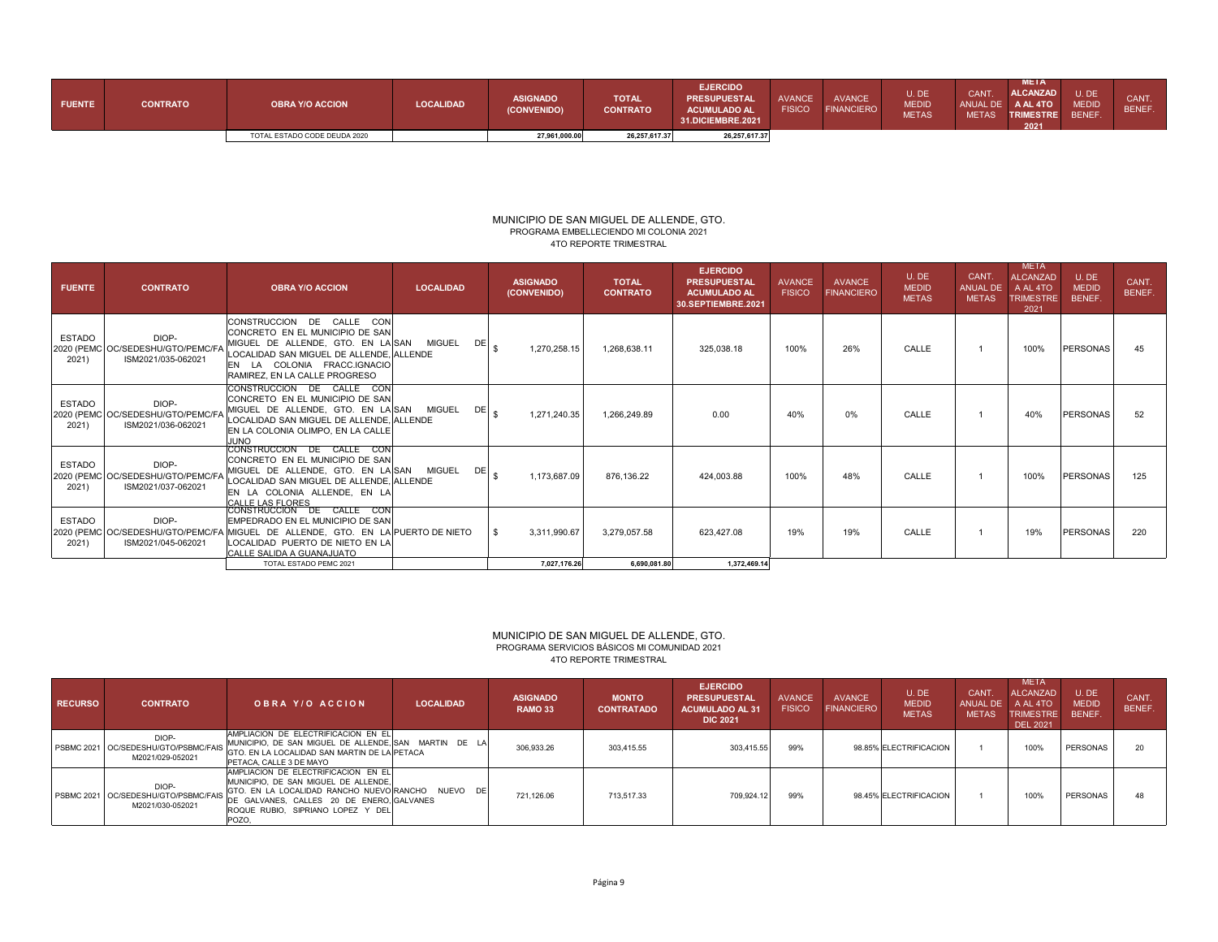| FUENTE | CONTRATO | OBRA Y/O ACCION | LOCALIDAD | ASIGNADO (CONVENIDO) | TOTAL CONTRATO | EJERCIDO PRESUPUESTAL ACUMULADO AL 31.DICIEMBRE.2021 | AVANCE FISICO | AVANCE FINANCIERO | U. DE MEDID METAS | CANT. ANUAL DE METAS | META ALCANZAD A AL 4TO TRIMESTRE 2021 | U. DE MEDID BENEF. | CANT. BENEF. |
|---|---|---|---|---|---|---|---|---|---|---|---|---|---|
| | | TOTAL ESTADO CODE DEUDA 2020 | | 27,961,000.00 | 26,257,617.37 | 26,257,617.37 | | | | | | | |

MUNICIPIO DE SAN MIGUEL DE ALLENDE, GTO.
PROGRAMA EMBELLECIENDO MI COLONIA 2021
4TO REPORTE TRIMESTRAL

| FUENTE | CONTRATO | OBRA Y/O ACCION | LOCALIDAD | ASIGNADO (CONVENIDO) | TOTAL CONTRATO | EJERCIDO PRESUPUESTAL ACUMULADO AL 30.SEPTIEMBRE.2021 | AVANCE FISICO | AVANCE FINANCIERO | U. DE MEDID METAS | CANT. ANUAL DE METAS | META ALCANZAD A AL 4TO TRIMESTRE 2021 | U. DE MEDID BENEF. | CANT. BENEF. |
|---|---|---|---|---|---|---|---|---|---|---|---|---|---|
| ESTADO 2020 (PEMC 2021) | DIOP-OC/SEDESHU/GTO/PEMC/FAISM2021/035-062021 | CONSTRUCCION DE CALLE CON CONCRETO EN EL MUNICIPIO DE SAN MIGUEL DE ALLENDE, GTO. EN LA LOCALIDAD SAN MIGUEL DE ALLENDE, EN LA COLONIA FRACC.IGNACIO RAMIREZ, EN LA CALLE PROGRESO | SAN MIGUEL DE ALLENDE | $ 1,270,258.15 | 1,268,638.11 | 325,038.18 | 100% | 26% | CALLE | 1 | 100% | PERSONAS | 45 |
| ESTADO 2020 (PEMC 2021) | DIOP-OC/SEDESHU/GTO/PEMC/FAISM2021/036-062021 | CONSTRUCCION DE CALLE CON CONCRETO EN EL MUNICIPIO DE SAN MIGUEL DE ALLENDE, GTO. EN LA LOCALIDAD SAN MIGUEL DE ALLENDE, EN LA COLONIA OLIMPO, EN LA CALLE JUNO | SAN MIGUEL DE ALLENDE | $ 1,271,240.35 | 1,266,249.89 | 0.00 | 40% | 0% | CALLE | 1 | 40% | PERSONAS | 52 |
| ESTADO 2020 (PEMC 2021) | DIOP-OC/SEDESHU/GTO/PEMC/FAISM2021/037-062021 | CONSTRUCCION DE CALLE CON CONCRETO EN EL MUNICIPIO DE SAN MIGUEL DE ALLENDE, GTO. EN LA LOCALIDAD SAN MIGUEL DE ALLENDE, EN LA COLONIA ALLENDE, EN LA CALLE LAS FLORES | SAN MIGUEL DE ALLENDE | $ 1,173,687.09 | 876,136.22 | 424,003.88 | 100% | 48% | CALLE | 1 | 100% | PERSONAS | 125 |
| ESTADO 2020 (PEMC 2021) | DIOP-OC/SEDESHU/GTO/PEMC/FAISM2021/045-062021 | CONSTRUCCION DE CALLE CON EMPEDRADO EN EL MUNICIPIO DE SAN MIGUEL DE ALLENDE, GTO. EN LA LOCALIDAD PUERTO DE NIETO EN LA CALLE SALIDA A GUANAJUATO | PUERTO DE NIETO | $ 3,311,990.67 | 3,279,057.58 | 623,427.08 | 19% | 19% | CALLE | 1 | 19% | PERSONAS | 220 |
| | | TOTAL ESTADO PEMC 2021 | | 7,027,176.26 | 6,690,081.80 | 1,372,469.14 | | | | | | | |

MUNICIPIO DE SAN MIGUEL DE ALLENDE, GTO.
PROGRAMA SERVICIOS BÁSICOS MI COMUNIDAD 2021
4TO REPORTE TRIMESTRAL

| RECURSO | CONTRATO | O B R A Y/O A C C I O N | LOCALIDAD | ASIGNADO RAMO 33 | MONTO CONTRATADO | EJERCIDO PRESUPUESTAL ACUMULADO AL 31 DIC 2021 | AVANCE FISICO | AVANCE FINANCIERO | U. DE MEDID METAS | CANT. ANUAL DE METAS | META ALCANZAD A AL 4TO TRIMESTRE DEL 2021 | U. DE MEDID BENEF. | CANT. BENEF. |
|---|---|---|---|---|---|---|---|---|---|---|---|---|---|
| PSBMC 2021 | DIOP-OC/SEDESHU/GTO/PSBMC/FAISM2021/029-052021 | AMPLIACION DE ELECTRIFICACION EN EL MUNICIPIO, DE SAN MIGUEL DE ALLENDE, GTO. EN LA LOCALIDAD SAN MARTIN DE LA PETACA, CALLE 3 DE MAYO | SAN MARTIN DE LA PETACA | 306,933.26 | 303,415.55 | 303,415.55 | 99% | 98.85% | ELECTRIFICACION | 1 | 100% | PERSONAS | 20 |
| PSBMC 2021 | DIOP-OC/SEDESHU/GTO/PSBMC/FAISM2021/030-052021 | AMPLIACION DE ELECTRIFICACION EN EL MUNICIPIO, DE SAN MIGUEL DE ALLENDE, GTO. EN LA LOCALIDAD RANCHO NUEVO DE GALVANES, CALLES 20 DE ENERO, ROQUE RUBIO, SIPRIANO LOPEZ Y DEL POZO, | RANCHO NUEVO DE GALVANES | 721,126.06 | 713,517.33 | 709,924.12 | 99% | 98.45% | ELECTRIFICACION | 1 | 100% | PERSONAS | 48 |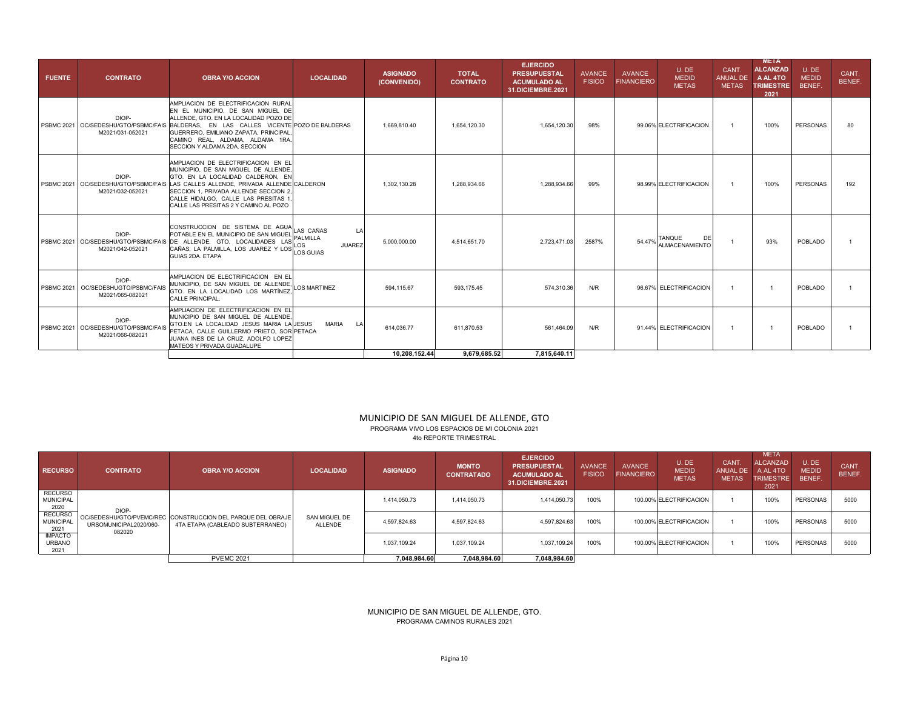| FUENTE | CONTRATO | OBRA Y/O ACCION | LOCALIDAD | ASIGNADO (CONVENIDO) | TOTAL CONTRATO | EJERCIDO PRESUPUESTAL ACUMULADO AL 31.DICIEMBRE.2021 | AVANCE FISICO | AVANCE FINANCIERO | U. DE MEDID METAS | CANT. ANUAL DE METAS | META ALCANZAD A AL 4TO TRIMESTRE 2021 | U. DE MEDID BENEF. | CANT. BENEF. |
|---|---|---|---|---|---|---|---|---|---|---|---|---|---|
| PSBMC 2021 | DIOP-OC/SEDESHU/GTO/PSBMC/FAIS M2021/031-052021 | AMPLIACION DE ELECTRIFICACION RURAL EN EL MUNICIPIO, DE SAN MIGUEL DE ALLENDE, GTO. EN LA LOCALIDAD POZO DE BALDERAS, EN LAS CALLES VICENTE GUERRERO, EMILIANO ZAPATA, PRINCIPAL, CAMINO REAL, ALDAMA, ALDAMA 1RA. SECCION Y ALDAMA 2DA. SECCION | POZO DE BALDERAS | 1,669,810.40 | 1,654,120.30 | 1,654,120.30 | 98% | 99.06% | ELECTRIFICACION | 1 | 100% | PERSONAS | 80 |
| PSBMC 2021 | DIOP-OC/SEDESHU/GTO/PSBMC/FAIS M2021/032-052021 | AMPLIACION DE ELECTRIFICACION EN EL MUNICIPIO, DE SAN MIGUEL DE ALLENDE, GTO. EN LA LOCALIDAD CALDERON, EN LAS CALLES ALLENDE, PRIVADA ALLENDE SECCION 1, PRIVADA ALLENDE SECCION 2, CALLE HIDALGO, CALLE LAS PRESITAS 1, CALLE LAS PRESITAS 2 Y CAMINO AL POZO | CALDERON | 1,302,130.28 | 1,288,934.66 | 1,288,934.66 | 99% | 98.99% | ELECTRIFICACION | 1 | 100% | PERSONAS | 192 |
| PSBMC 2021 | DIOP-OC/SEDESHU/GTO/PSBMC/FAIS M2021/042-052021 | CONSTRUCCION DE SISTEMA DE AGUA POTABLE EN EL MUNICIPIO DE SAN MIGUEL DE ALLENDE, GTO. LOCALIDADES LAS CAÑAS, LA PALMILLA, LOS JUAREZ Y LOS GUIAS 2DA. ETAPA | LAS CAÑAS LA PALMILLA LOS JUAREZ LOS GUIAS | 5,000,000.00 | 4,514,651.70 | 2,723,471.03 | 2587% | 54.47% | TANQUE DE ALMACENAMIENTO | 1 | 93% | POBLADO | 1 |
| PSBMC 2021 | DIOP-OC/SEDESHUGTO/PSBMC/FAIS M2021/065-082021 | AMPLIACION DE ELECTRIFICACION EN EL MUNICIPIO, DE SAN MIGUEL DE ALLENDE, GTO. EN LA LOCALIDAD LOS MARTÍNEZ, CALLE PRINCIPAL. | LOS MARTINEZ | 594,115.67 | 593,175.45 | 574,310.36 | N/R | 96.67% | ELECTRIFICACION | 1 | 1 | POBLADO | 1 |
| PSBMC 2021 | DIOP-OC/SEDESHU/GTO/PSBMC/FAIS M2021/066-082021 | AMPLIACION DE ELECTRIFICACION EN EL MUNICIPIO DE SAN MIGUEL DE ALLENDE, GTO.EN LA LOCALIDAD JESUS MARIA LA PETACA, CALLE GUILLERMO PRIETO, SOR JUANA INES DE LA CRUZ, ADOLFO LOPEZ MATEOS Y PRIVADA GUADALUPE | JESUS MARIA LA PETACA | 614,036.77 | 611,870.53 | 561,464.09 | N/R | 91.44% | ELECTRIFICACION | 1 | 1 | POBLADO | 1 |
| | | | | 10,208,152.44 | 9,679,685.52 | 7,815,640.11 | | | | | | | |

## MUNICIPIO DE SAN MIGUEL DE ALLENDE, GTO

PROGRAMA VIVO LOS ESPACIOS DE MI COLONIA 2021

4to REPORTE TRIMESTRAL

| RECURSO | CONTRATO | OBRA Y/O ACCION | LOCALIDAD | ASIGNADO | MONTO CONTRATADO | EJERCIDO PRESUPUESTAL ACUMULADO AL 31.DICIEMBRE.2021 | AVANCE FISICO | AVANCE FINANCIERO | U. DE MEDID METAS | CANT. ANUAL DE METAS | META ALCANZAD A AL 4TO TRIMESTRE 2021 | U. DE MEDID BENEF. | CANT. BENEF. |
|---|---|---|---|---|---|---|---|---|---|---|---|---|---|
| RECURSO MUNICIPAL 2020 | DIOP-OC/SEDESHU/GTO/PVEMC/REC URSOMUNICIPAL2020/060-082020 | CONSTRUCCION DEL PARQUE DEL OBRAJE 4TA ETAPA (CABLEADO SUBTERRANEO) | SAN MIGUEL DE ALLENDE | 1,414,050.73 | 1,414,050.73 | 1,414,050.73 | 100% | 100.00% | ELECTRIFICACION | 1 | 100% | PERSONAS | 5000 |
| RECURSO MUNICIPAL 2021 | | | | 4,597,824.63 | 4,597,824.63 | 4,597,824.63 | 100% | 100.00% | ELECTRIFICACION | 1 | 100% | PERSONAS | 5000 |
| IMPACTO URBANO 2021 | | | | 1,037,109.24 | 1,037,109.24 | 1,037,109.24 | 100% | 100.00% | ELECTRIFICACION | 1 | 100% | PERSONAS | 5000 |
| | | PVEMC 2021 | | 7,048,984.60 | 7,048,984.60 | 7,048,984.60 | | | | | | | |

## MUNICIPIO DE SAN MIGUEL DE ALLENDE, GTO.

PROGRAMA CAMINOS RURALES 2021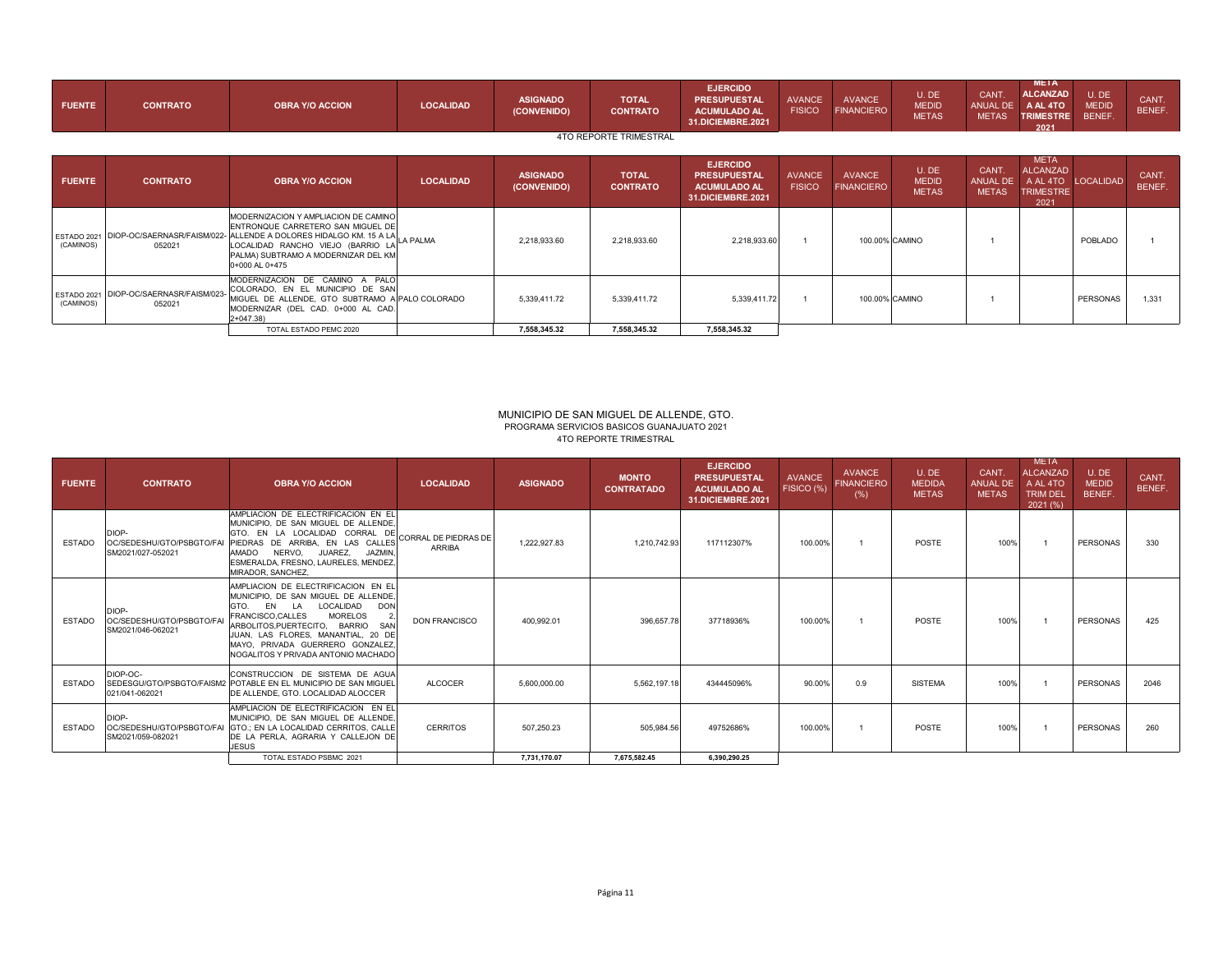| FUENTE | CONTRATO | OBRA Y/O ACCION | LOCALIDAD | ASIGNADO (CONVENIDO) | TOTAL CONTRATO | EJERCIDO PRESUPUESTAL ACUMULADO AL 31.DICIEMBRE.2021 | AVANCE FISICO | AVANCE FINANCIERO | U. DE MEDID METAS | CANT. ANUAL DE METAS | META ALCANZAD A AL 4TO TRIMESTRE 2021 | U. DE MEDID BENEF. | CANT. BENEF. |
|---|---|---|---|---|---|---|---|---|---|---|---|---|---|

4TO REPORTE TRIMESTRAL

| FUENTE | CONTRATO | OBRA Y/O ACCION | LOCALIDAD | ASIGNADO (CONVENIDO) | TOTAL CONTRATO | EJERCIDO PRESUPUESTAL ACUMULADO AL 31.DICIEMBRE.2021 | AVANCE FISICO | AVANCE FINANCIERO | U. DE MEDID METAS | CANT. ANUAL DE METAS | META ALCANZAD A AL 4TO TRIMESTRE 2021 | LOCALIDAD | CANT. BENEF. |
|---|---|---|---|---|---|---|---|---|---|---|---|---|---|
| ESTADO 2021 (CAMINOS) | DIOP-OC/SAERNASR/FAISM/022-052021 | MODERNIZACION Y AMPLIACION DE CAMINO ENTRONQUE CARRETERO SAN MIGUEL DE ALLENDE A DOLORES HIDALGO KM. 15 A LA LOCALIDAD RANCHO VIEJO (BARRIO LA PALMA) SUBTRAMO A MODERNIZAR DEL KM 0+000 AL 0+475 | LA PALMA | 2,218,933.60 | 2,218,933.60 | 2,218,933.60 | 1 | 100.00% | CAMINO | 1 | | POBLADO | 1 |
| ESTADO 2021 (CAMINOS) | DIOP-OC/SAERNASR/FAISM/023-052021 | MODERNIZACION DE CAMINO A PALO COLORADO, EN EL MUNICIPIO DE SAN MIGUEL DE ALLENDE, GTO SUBTRAMO A MODERNIZAR (DEL CAD. 0+000 AL CAD. 2+047.38) | PALO COLORADO | 5,339,411.72 | 5,339,411.72 | 5,339,411.72 | 1 | 100.00% | CAMINO | 1 | | PERSONAS | 1,331 |
| | | TOTAL ESTADO PEMC 2020 | | 7,558,345.32 | 7,558,345.32 | 7,558,345.32 | | | | | | | |

MUNICIPIO DE SAN MIGUEL DE ALLENDE, GTO.

PROGRAMA SERVICIOS BASICOS GUANAJUATO 2021

4TO REPORTE TRIMESTRAL

| FUENTE | CONTRATO | OBRA Y/O ACCION | LOCALIDAD | ASIGNADO | MONTO CONTRATADO | EJERCIDO PRESUPUESTAL ACUMULADO AL 31.DICIEMBRE.2021 | AVANCE FISICO (%) | AVANCE FINANCIERO (%) | U. DE MEDIDA METAS | CANT. ANUAL DE METAS | META ALCANZAD A AL 4TO TRIM DEL 2021 (%) | U. DE MEDID BENEF. | CANT. BENEF. |
|---|---|---|---|---|---|---|---|---|---|---|---|---|---|
| ESTADO | DIOP-OC/SEDESHU/GTO/PSBGTO/FAISM2021/027-052021 | AMPLIACION DE ELECTRIFICACION EN EL MUNICIPIO, DE SAN MIGUEL DE ALLENDE, GTO. EN LA LOCALIDAD CORRAL DE PIEDRAS DE ARRIBA, EN LAS CALLES AMADO NERVO, JUAREZ, JAZMIN, ESMERALDA, FRESNO, LAURELES, MENDEZ, MIRADOR, SANCHEZ, | CORRAL DE PIEDRAS DE ARRIBA | 1,222,927.83 | 1,210,742.93 | 117112307% | 100.00% | 1 | POSTE | 100% | 1 | PERSONAS | 330 |
| ESTADO | DIOP-OC/SEDESHU/GTO/PSBGTO/FAISM2021/046-062021 | AMPLIACION DE ELECTRIFICACION EN EL MUNICIPIO, DE SAN MIGUEL DE ALLENDE, GTO. EN LA LOCALIDAD DON FRANCISCO,CALLES MORELOS 2, ARBOLITOS,PUERTECITO, BARRIO SAN JUAN, LAS FLORES, MANANTIAL, 20 DE MAYO, PRIVADA GUERRERO GONZALEZ, NOGALITOS Y PRIVADA ANTONIO MACHADO | DON FRANCISCO | 400,992.01 | 396,657.78 | 37718936% | 100.00% | 1 | POSTE | 100% | 1 | PERSONAS | 425 |
| ESTADO | DIOP-OC-SEDESGU/GTO/PSBGTO/FAISM2021/041-062021 | CONSTRUCCION DE SISTEMA DE AGUA POTABLE EN EL MUNICIPIO DE SAN MIGUEL DE ALLENDE, GTO. LOCALIDAD ALCOCER | ALCOCER | 5,600,000.00 | 5,562,197.18 | 434445096% | 90.00% | 0.9 | SISTEMA | 100% | 1 | PERSONAS | 2046 |
| ESTADO | DIOP-OC/SEDESHU/GTO/PSBGTO/FAISM2021/059-082021 | AMPLIACION DE ELECTRIFICACION EN EL MUNICIPIO, DE SAN MIGUEL DE ALLENDE, GTO.; EN LA LOCALIDAD CERRITOS, CALLE DE LA PERLA, AGRARIA Y CALLEJON DE JESUS | CERRITOS | 507,250.23 | 505,984.56 | 49752686% | 100.00% | 1 | POSTE | 100% | 1 | PERSONAS | 260 |
| | | TOTAL ESTADO PSBMC 2021 | | 7,731,170.07 | 7,675,582.45 | 6,390,290.25 | | | | | | | |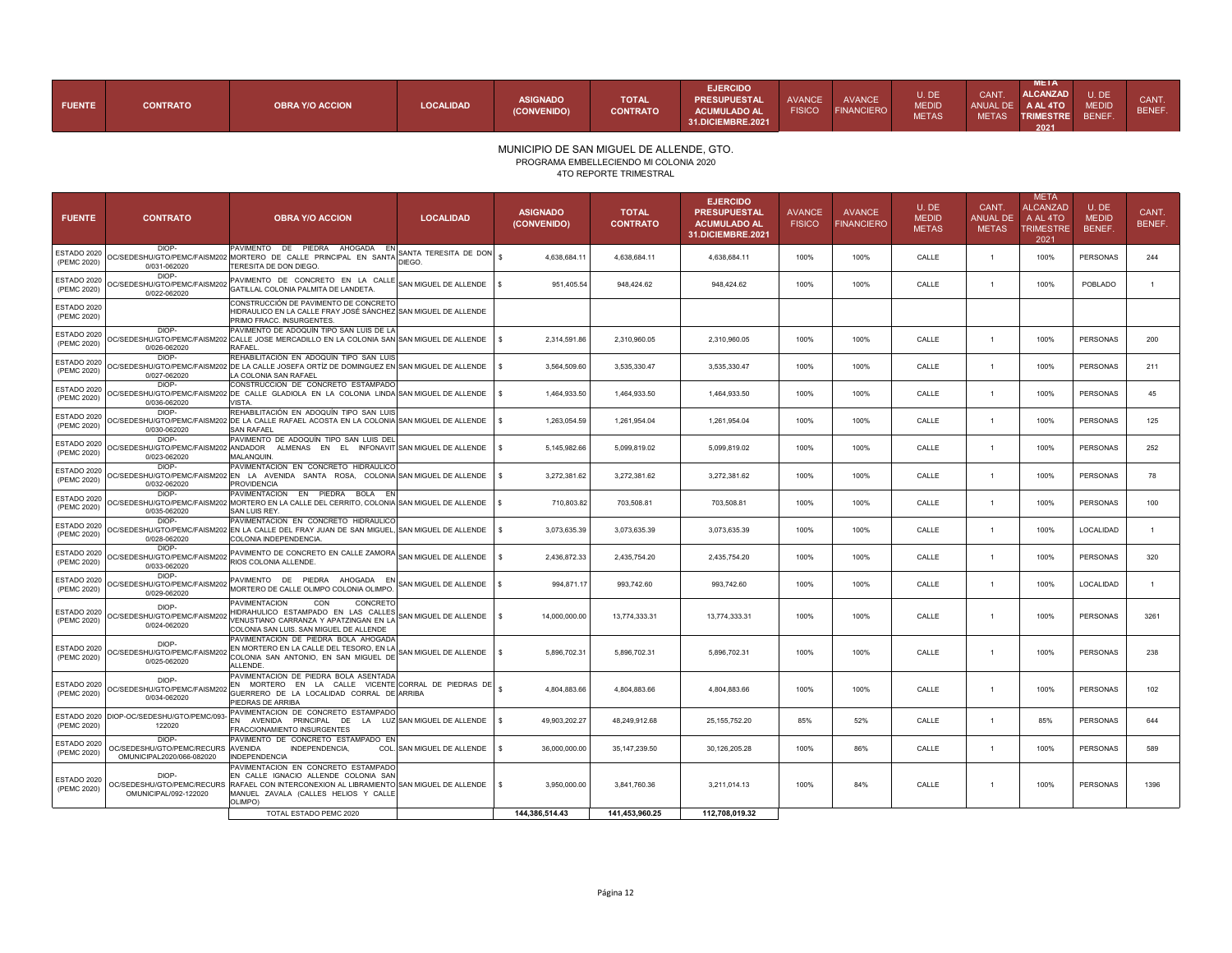MUNICIPIO DE SAN MIGUEL DE ALLENDE, GTO.
PROGRAMA EMBELLECIENDO MI COLONIA 2020
4TO REPORTE TRIMESTRAL

| FUENTE | CONTRATO | OBRA Y/O ACCION | LOCALIDAD | ASIGNADO (CONVENIDO) | TOTAL CONTRATO | EJERCIDO PRESUPUESTAL ACUMULADO AL 31.DICIEMBRE.2021 | AVANCE FISICO | AVANCE FINANCIERO | U. DE MEDID METAS | CANT. ANUAL DE METAS | META ALCANZAD A AL 4TO TRIMESTRE 2021 | U. DE MEDID BENEF. | CANT. BENEF. |
|---|---|---|---|---|---|---|---|---|---|---|---|---|---|
| ESTADO 2020 (PEMC 2020) | DIOP-OC/SEDESHU/GTO/PEMC/FAISM2020/031-062020 | PAVIMENTO DE PIEDRA AHOGADA EN MORTERO DE CALLE PRINCIPAL EN SANTA TERESITA DE DON DIEGO. | SANTA TERESITA DE DON DIEGO. | $ 4,638,684.11 | 4,638,684.11 | 4,638,684.11 | 100% | 100% | CALLE | 1 | 100% | PERSONAS | 244 |
| ESTADO 2020 (PEMC 2020) | DIOP-OC/SEDESHU/GTO/PEMC/FAISM2020/022-062020 | PAVIMENTO DE CONCRETO EN LA CALLE GATILLAL COLONIA PALMITA DE LANDETA. | SAN MIGUEL DE ALLENDE | $ 951,405.54 | 948,424.62 | 948,424.62 | 100% | 100% | CALLE | 1 | 100% | POBLADO | 1 |
| ESTADO 2020 (PEMC 2020) | | CONSTRUCCIÓN DE PAVIMENTO DE CONCRETO HIDRAULICO EN LA CALLE FRAY JOSÉ SÁNCHEZ PRIMO FRACC. INSURGENTES. | SAN MIGUEL DE ALLENDE | | | | | | | | | | |
| ESTADO 2020 (PEMC 2020) | DIOP-OC/SEDESHU/GTO/PEMC/FAISM2020/026-062020 | PAVIMENTO DE ADOQUÍN TIPO SAN LUIS DE LA CALLE JOSE MERCADILLO EN LA COLONIA SAN RAFAEL. | SAN MIGUEL DE ALLENDE | $ 2,314,591.86 | 2,310,960.05 | 2,310,960.05 | 100% | 100% | CALLE | 1 | 100% | PERSONAS | 200 |
| ESTADO 2020 (PEMC 2020) | DIOP-OC/SEDESHU/GTO/PEMC/FAISM2020/027-062020 | REHABILITACIÓN EN ADOQUÍN TIPO SAN LUIS DE LA CALLE JOSEFA ORTÍZ DE DOMINGUEZ EN LA COLONIA SAN RAFAEL | SAN MIGUEL DE ALLENDE | $ 3,564,509.60 | 3,535,330.47 | 3,535,330.47 | 100% | 100% | CALLE | 1 | 100% | PERSONAS | 211 |
| ESTADO 2020 (PEMC 2020) | DIOP-OC/SEDESHU/GTO/PEMC/FAISM2020/036-062020 | CONSTRUCCION DE CONCRETO ESTAMPADO DE CALLE GLADIOLA EN LA COLONIA LINDA VISTA. | SAN MIGUEL DE ALLENDE | $ 1,464,933.50 | 1,464,933.50 | 1,464,933.50 | 100% | 100% | CALLE | 1 | 100% | PERSONAS | 45 |
| ESTADO 2020 (PEMC 2020) | DIOP-OC/SEDESHU/GTO/PEMC/FAISM2020/030-062020 | REHABILITACIÓN EN ADOQUÍN TIPO SAN LUIS DE LA CALLE RAFAEL ACOSTA EN LA COLONIA SAN RAFAEL | SAN MIGUEL DE ALLENDE | $ 1,263,054.59 | 1,261,954.04 | 1,261,954.04 | 100% | 100% | CALLE | 1 | 100% | PERSONAS | 125 |
| ESTADO 2020 (PEMC 2020) | DIOP-OC/SEDESHU/GTO/PEMC/FAISM2020/023-062020 | PAVIMENTO DE ADOQUÍN TIPO SAN LUIS DEL ANDADOR ALMENAS EN EL INFONAVIT MALANQUIN. | SAN MIGUEL DE ALLENDE | $ 5,145,982.66 | 5,099,819.02 | 5,099,819.02 | 100% | 100% | CALLE | 1 | 100% | PERSONAS | 252 |
| ESTADO 2020 (PEMC 2020) | DIOP-OC/SEDESHU/GTO/PEMC/FAISM2020/032-062020 | PAVIMENTACION EN CONCRETO HIDRAULICO EN LA AVENIDA SANTA ROSA, COLONIA PROVIDENCIA | SAN MIGUEL DE ALLENDE | $ 3,272,381.62 | 3,272,381.62 | 3,272,381.62 | 100% | 100% | CALLE | 1 | 100% | PERSONAS | 78 |
| ESTADO 2020 (PEMC 2020) | DIOP-OC/SEDESHU/GTO/PEMC/FAISM2020/035-062020 | PAVIMENTACION EN PIEDRA BOLA EN MORTERO EN LA CALLE DEL CERRITO, COLONIA SAN LUIS REY. | SAN MIGUEL DE ALLENDE | $ 710,803.82 | 703,508.81 | 703,508.81 | 100% | 100% | CALLE | 1 | 100% | PERSONAS | 100 |
| ESTADO 2020 (PEMC 2020) | DIOP-OC/SEDESHU/GTO/PEMC/FAISM2020/028-062020 | PAVIMENTACION EN CONCRETO HIDRAULICO EN LA CALLE DEL FRAY JUAN DE SAN MIGUEL, COLONIA INDEPENDENCIA. | SAN MIGUEL DE ALLENDE | $ 3,073,635.39 | 3,073,635.39 | 3,073,635.39 | 100% | 100% | CALLE | 1 | 100% | LOCALIDAD | 1 |
| ESTADO 2020 (PEMC 2020) | DIOP-OC/SEDESHU/GTO/PEMC/FAISM2020/033-062020 | PAVIMENTO DE CONCRETO EN CALLE ZAMORA RIOS COLONIA ALLENDE. | SAN MIGUEL DE ALLENDE | $ 2,436,872.33 | 2,435,754.20 | 2,435,754.20 | 100% | 100% | CALLE | 1 | 100% | PERSONAS | 320 |
| ESTADO 2020 (PEMC 2020) | DIOP-OC/SEDESHU/GTO/PEMC/FAISM2020/029-062020 | PAVIMENTO DE PIEDRA AHOGADA EN MORTERO DE CALLE OLIMPO COLONIA OLIMPO. | SAN MIGUEL DE ALLENDE | $ 994,871.17 | 993,742.60 | 993,742.60 | 100% | 100% | CALLE | 1 | 100% | LOCALIDAD | 1 |
| ESTADO 2020 (PEMC 2020) | DIOP-OC/SEDESHU/GTO/PEMC/FAISM2020/024-062020 | PAVIMENTACION CON CONCRETO HIDRAHULICO ESTAMPADO EN LAS CALLES VENUSTIANO CARRANZA Y APATZINGAN EN LA COLONIA SAN LUIS. SAN MIGUEL DE ALLENDE | SAN MIGUEL DE ALLENDE | $ 14,000,000.00 | 13,774,333.31 | 13,774,333.31 | 100% | 100% | CALLE | 1 | 100% | PERSONAS | 3261 |
| ESTADO 2020 (PEMC 2020) | DIOP-OC/SEDESHU/GTO/PEMC/FAISM2020/025-062020 | PAVIMENTACION DE PIEDRA BOLA AHOGADA EN MORTERO EN LA CALLE DEL TESORO, EN LA COLONIA SAN ANTONIO, EN SAN MIGUEL DE ALLENDE. | SAN MIGUEL DE ALLENDE | $ 5,896,702.31 | 5,896,702.31 | 5,896,702.31 | 100% | 100% | CALLE | 1 | 100% | PERSONAS | 238 |
| ESTADO 2020 (PEMC 2020) | DIOP-OC/SEDESHU/GTO/PEMC/FAISM2020/034-062020 | PAVIMENTACION DE PIEDRA BOLA ASENTADA EN MORTERO EN LA CALLE VICENTE GUERRERO DE LA LOCALIDAD CORRAL DE PIEDRAS DE ARRIBA | CORRAL DE PIEDRAS DE ARRIBA | $ 4,804,883.66 | 4,804,883.66 | 4,804,883.66 | 100% | 100% | CALLE | 1 | 100% | PERSONAS | 102 |
| ESTADO 2020 (PEMC 2020) | DIOP-OC/SEDESHU/GTO/PEMC/093-122020 | PAVIMENTACION DE CONCRETO ESTAMPADO EN AVENIDA PRINCIPAL DE LA LUZ FRACCIONAMIENTO INSURGENTES | SAN MIGUEL DE ALLENDE | $ 49,903,202.27 | 48,249,912.68 | 25,155,752.20 | 85% | 52% | CALLE | 1 | 85% | PERSONAS | 644 |
| ESTADO 2020 (PEMC 2020) | DIOP-OC/SEDESHU/GTO/PEMC/RECURSOMUNICIPAL2020/066-082020 | PAVIMENTO DE CONCRETO ESTAMPADO EN AVENIDA INDEPENDENCIA, COL. INDEPENDENCIA | SAN MIGUEL DE ALLENDE | $ 36,000,000.00 | 35,147,239.50 | 30,126,205.28 | 100% | 86% | CALLE | 1 | 100% | PERSONAS | 589 |
| ESTADO 2020 (PEMC 2020) | DIOP-OC/SEDESHU/GTO/PEMC/RECURSOMUNICIPAL/092-122020 | PAVIMENTACION EN CONCRETO ESTAMPADO EN CALLE IGNACIO ALLENDE COLONIA SAN RAFAEL CON INTERCONEXION AL LIBRAMIENTO MANUEL ZAVALA (CALLES HELIOS Y CALLE OLIMPO) | SAN MIGUEL DE ALLENDE | $ 3,950,000.00 | 3,841,760.36 | 3,211,014.13 | 100% | 84% | CALLE | 1 | 100% | PERSONAS | 1396 |
| | | TOTAL ESTADO PEMC 2020 | | 144,386,514.43 | 141,453,960.25 | 112,708,019.32 | | | | | | | |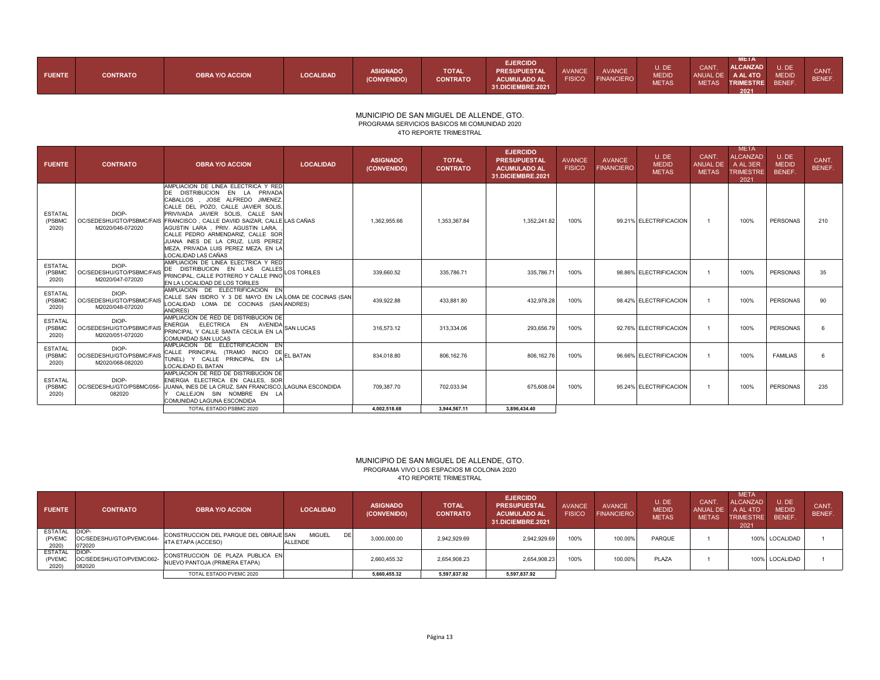| FUENTE | CONTRATO | OBRA Y/O ACCION | LOCALIDAD | ASIGNADO (CONVENIDO) | TOTAL CONTRATO | EJERCIDO PRESUPUESTAL ACUMULADO AL 31.DICIEMBRE.2021 | AVANCE FISICO | AVANCE FINANCIERO | U. DE MEDID METAS | CANT. ANUAL DE METAS | META ALCANZADA AL 4TO TRIMESTRE 2021 | U. DE MEDID BENEF. | CANT. BENEF. |
|---|---|---|---|---|---|---|---|---|---|---|---|---|---|

## MUNICIPIO DE SAN MIGUEL DE ALLENDE, GTO.

PROGRAMA SERVICIOS BASICOS MI COMUNIDAD 2020

4TO REPORTE TRIMESTRAL

| FUENTE | CONTRATO | OBRA Y/O ACCION | LOCALIDAD | ASIGNADO (CONVENIDO) | TOTAL CONTRATO | EJERCIDO PRESUPUESTAL ACUMULADO AL 31.DICIEMBRE.2021 | AVANCE FISICO | AVANCE FINANCIERO | U. DE MEDID METAS | CANT. ANUAL DE METAS | META ALCANZAD A AL 3ER TRIMESTRE 2021 | U. DE MEDID BENEF. | CANT. BENEF. |
|---|---|---|---|---|---|---|---|---|---|---|---|---|---|
| ESTATAL (PSBMC 2020) | DIOP-OC/SEDESHU/GTO/PSBMC/FAIS M2020/046-072020 | AMPLIACION DE LINEA ELECTRICA Y RED DE DISTRIBUCION EN LA PRIVADA CABALLOS , JOSE ALFREDO JIMENEZ, CALLE DEL POZO, CALLE JAVIER SOLIS, PRIVIVADA JAVIER SOLIS, CALLE SAN FRANCISCO , CALLE DAVIID SAIZAR, CALLE AGUSTIN LARA , PRIV. AGUSTIN LARA, CALLE PEDRO ARMENDARIZ, CALLE SOR JUANA INES DE LA CRUZ, LUIS PEREZ MEZA, PRIVADA LUIS PEREZ MEZA, EN LA LOCALIDAD LAS CAÑAS | LAS CAÑAS | 1,362,955.66 | 1,353,367.84 | 1,352,241.82 | 100% | 99.21% | ELECTRIFICACION | 1 | 100% | PERSONAS | 210 |
| ESTATAL (PSBMC 2020) | DIOP-OC/SEDESHU/GTO/PSBMC/FAIS M2020/047-072020 | AMPLIACION DE LINEA ELECTRICA Y RED DE DISTRIBUCION EN LAS CALLES PRINCIPAL, CALLE POTRERO Y CALLE PINO EN LA LOCALIDAD DE LOS TORILES | LOS TORILES | 339,660.52 | 335,786.71 | 335,786.71 | 100% | 98.86% | ELECTRIFICACION | 1 | 100% | PERSONAS | 35 |
| ESTATAL (PSBMC 2020) | DIOP-OC/SEDESHU/GTO/PSBMC/FAIS M2020/048-072020 | AMPLIACION DE ELECTRIFICACION EN CALLE SAN ISIDRO Y 3 DE MAYO EN LA LOCALIDAD LOMA DE COCINAS (SAN ANDRES) | LOMA DE COCINAS (SAN ANDRES) | 439,922.88 | 433,881.80 | 432,978.28 | 100% | 98.42% | ELECTRIFICACION | 1 | 100% | PERSONAS | 90 |
| ESTATAL (PSBMC 2020) | DIOP-OC/SEDESHU/GTO/PSBMC/FAIS M2020/051-072020 | AMPLIACION DE RED DE DISTRIBUCION DE ENERGIA ELECTRICA EN AVENIDA PRINCIPAL Y CALLE SANTA CECILIA EN LA COMUNIDAD SAN LUCAS | SAN LUCAS | 316,573.12 | 313,334.06 | 293,656.79 | 100% | 92.76% | ELECTRIFICACION | 1 | 100% | PERSONAS | 6 |
| ESTATAL (PSBMC 2020) | DIOP-OC/SEDESHU/GTO/PSBMC/FAIS M2020/068-082020 | AMPLIACION DE ELECTRIFICACION EN CALLE PRINCIPAL (TRAMO INICIO DE TUNEL) Y CALLE PRINCIPAL EN LA LOCALIDAD EL BATAN | EL BATAN | 834,018.80 | 806,162.76 | 806,162.76 | 100% | 96.66% | ELECTRIFICACION | 1 | 100% | FAMILIAS | 6 |
| ESTATAL (PSBMC 2020) | DIOP-OC/SEDESHU/GTO/PSBMC/056-082020 | AMPLIACION DE RED DE DISTRIBUCION DE ENERGIA ELECTRICA EN CALLES, SOR JUANA, INES DE LA CRUZ, SAN FRANCISCO, Y CALLEJON SIN NOMBRE EN LA COMUNIDAD LAGUNA ESCONDIDA | LAGUNA ESCONDIDA | 709,387.70 | 702,033.94 | 675,608.04 | 100% | 95.24% | ELECTRIFICACION | 1 | 100% | PERSONAS | 235 |
| | | TOTAL ESTADO PSBMC 2020 | | 4,002,518.68 | 3,944,567.11 | 3,896,434.40 | | | | | | | |

## MUNICIPIO DE SAN MIGUEL DE ALLENDE, GTO.

PROGRAMA VIVO LOS ESPACIOS MI COLONIA 2020

4TO REPORTE TRIMESTRAL

| FUENTE | CONTRATO | OBRA Y/O ACCION | LOCALIDAD | ASIGNADO (CONVENIDO) | TOTAL CONTRATO | EJERCIDO PRESUPUESTAL ACUMULADO AL 31.DICIEMBRE.2021 | AVANCE FISICO | AVANCE FINANCIERO | U. DE MEDID METAS | CANT. ANUAL DE METAS | META ALCANZAD A AL 4TO TRIMESTRE 2021 | U. DE MEDID BENEF. | CANT. BENEF. |
|---|---|---|---|---|---|---|---|---|---|---|---|---|---|
| ESTATAL (PVEMC 2020) | DIOP-OC/SEDESHU/GTO/PVEMC/044-072020 | CONSTRUCCION DEL PARQUE DEL OBRAJE 4TA ETAPA (ACCESO) | SAN MIGUEL DE ALLENDE | 3,000,000.00 | 2,942,929.69 | 2,942,929.69 | 100% | 100.00% | PARQUE | 1 | 100% | LOCALIDAD | 1 |
| ESTATAL (PVEMC 2020) | DIOP-OC/SEDESHU/GTO/PVEMC/062-082020 | CONSTRUCCION DE PLAZA PUBLICA EN NUEVO PANTOJA (PRIMERA ETAPA) | | 2,660,455.32 | 2,654,908.23 | 2,654,908.23 | 100% | 100.00% | PLAZA | 1 | 100% | LOCALIDAD | 1 |
| | | TOTAL ESTADO PVEMC 2020 | | 5,660,455.32 | 5,597,837.92 | 5,597,837.92 | | | | | | | |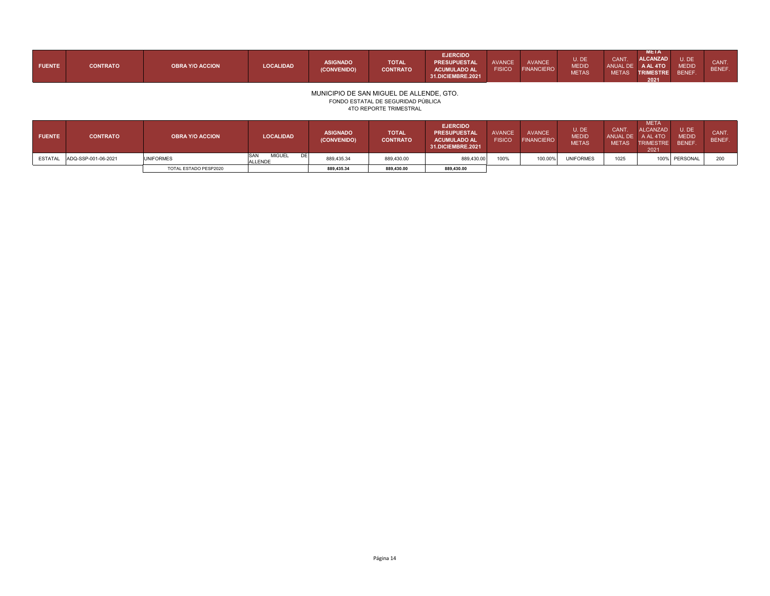| FUENTE | CONTRATO | OBRA Y/O ACCION | LOCALIDAD | ASIGNADO (CONVENIDO) | TOTAL CONTRATO | EJERCIDO PRESUPUESTAL ACUMULADO AL 31.DICIEMBRE.2021 | AVANCE FISICO | AVANCE FINANCIERO | U. DE MEDID METAS | CANT. ANUAL DE METAS | META ALCANZAD A AL 4TO TRIMESTRE 2021 | U. DE MEDID BENEF. | CANT. BENEF. |
|---|---|---|---|---|---|---|---|---|---|---|---|---|---|

## MUNICIPIO DE SAN MIGUEL DE ALLENDE, GTO.

FONDO ESTATAL DE SEGURIDAD PÚBLICA

4TO REPORTE TRIMESTRAL

| FUENTE | CONTRATO | OBRA Y/O ACCION | LOCALIDAD | ASIGNADO (CONVENIDO) | TOTAL CONTRATO | EJERCIDO PRESUPUESTAL ACUMULADO AL 31.DICIEMBRE.2021 | AVANCE FISICO | AVANCE FINANCIERO | U. DE MEDID METAS | CANT. ANUAL DE METAS | META ALCANZAD A AL 4TO TRIMESTRE 2021 | U. DE MEDID BENEF. | CANT. BENEF. |
|---|---|---|---|---|---|---|---|---|---|---|---|---|---|
| ESTATAL | ADQ-SSP-001-06-2021 | UNIFORMES | SAN MIGUEL DE ALLENDE | 889,435.34 | 889,430.00 | 889,430.00 | 100% | 100.00% | UNIFORMES | 1025 | 100% | PERSONAL | 200 |
| | | TOTAL ESTADO PESP2020 | | **889,435.34** | **889,430.00** | **889,430.00** | | | | | | | |